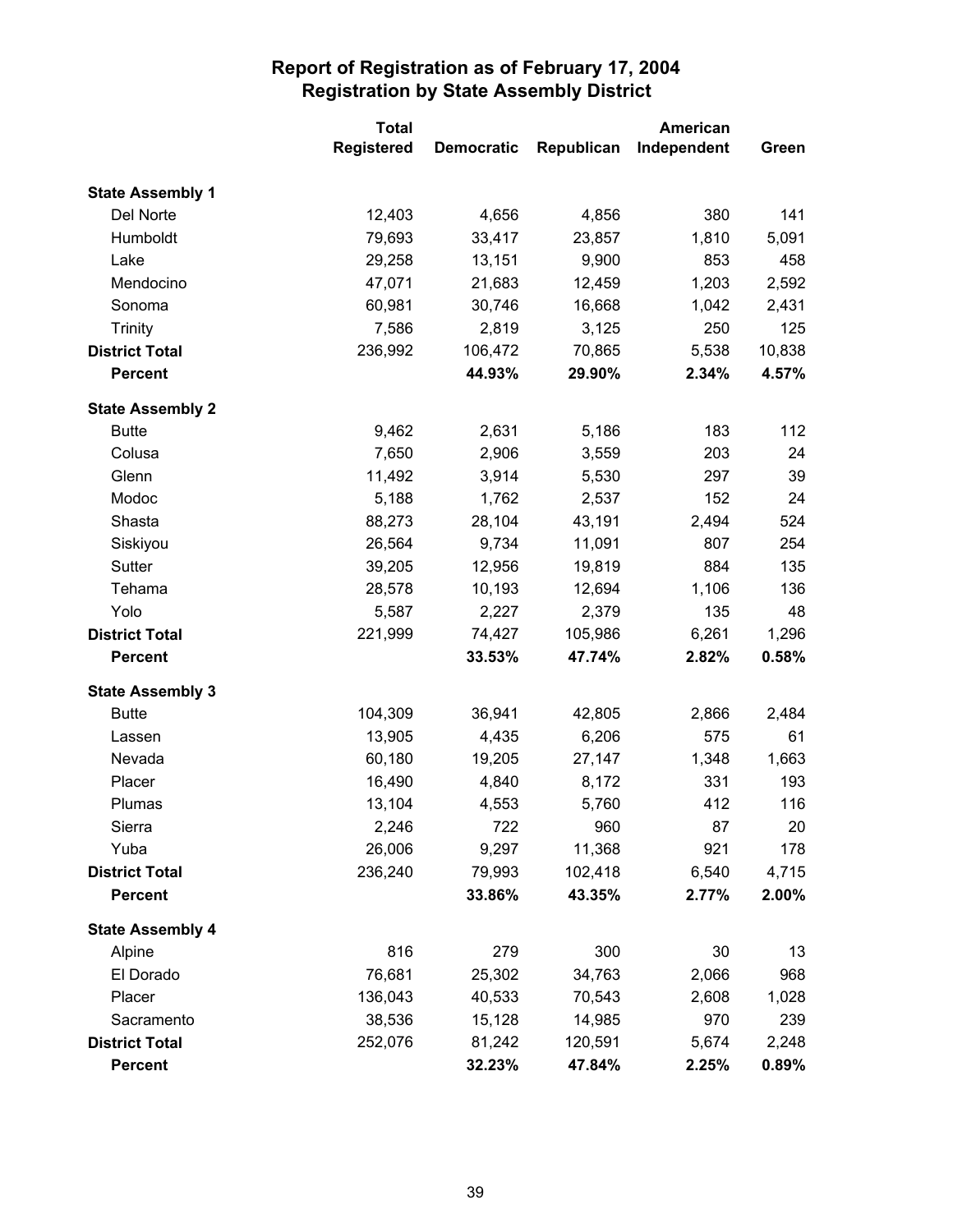# Report of Registration as of February 17, 2004
## Registration by State Assembly District

| | Total Registered | Democratic | Republican | American Independent | Green |
|---|---|---|---|---|---|
| **State Assembly 1** | | | | | |
| Del Norte | 12,403 | 4,656 | 4,856 | 380 | 141 |
| Humboldt | 79,693 | 33,417 | 23,857 | 1,810 | 5,091 |
| Lake | 29,258 | 13,151 | 9,900 | 853 | 458 |
| Mendocino | 47,071 | 21,683 | 12,459 | 1,203 | 2,592 |
| Sonoma | 60,981 | 30,746 | 16,668 | 1,042 | 2,431 |
| Trinity | 7,586 | 2,819 | 3,125 | 250 | 125 |
| **District Total** | 236,992 | 106,472 | 70,865 | 5,538 | 10,838 |
| **Percent** | | **44.93%** | **29.90%** | **2.34%** | **4.57%** |
| **State Assembly 2** | | | | | |
| Butte | 9,462 | 2,631 | 5,186 | 183 | 112 |
| Colusa | 7,650 | 2,906 | 3,559 | 203 | 24 |
| Glenn | 11,492 | 3,914 | 5,530 | 297 | 39 |
| Modoc | 5,188 | 1,762 | 2,537 | 152 | 24 |
| Shasta | 88,273 | 28,104 | 43,191 | 2,494 | 524 |
| Siskiyou | 26,564 | 9,734 | 11,091 | 807 | 254 |
| Sutter | 39,205 | 12,956 | 19,819 | 884 | 135 |
| Tehama | 28,578 | 10,193 | 12,694 | 1,106 | 136 |
| Yolo | 5,587 | 2,227 | 2,379 | 135 | 48 |
| **District Total** | 221,999 | 74,427 | 105,986 | 6,261 | 1,296 |
| **Percent** | | **33.53%** | **47.74%** | **2.82%** | **0.58%** |
| **State Assembly 3** | | | | | |
| Butte | 104,309 | 36,941 | 42,805 | 2,866 | 2,484 |
| Lassen | 13,905 | 4,435 | 6,206 | 575 | 61 |
| Nevada | 60,180 | 19,205 | 27,147 | 1,348 | 1,663 |
| Placer | 16,490 | 4,840 | 8,172 | 331 | 193 |
| Plumas | 13,104 | 4,553 | 5,760 | 412 | 116 |
| Sierra | 2,246 | 722 | 960 | 87 | 20 |
| Yuba | 26,006 | 9,297 | 11,368 | 921 | 178 |
| **District Total** | 236,240 | 79,993 | 102,418 | 6,540 | 4,715 |
| **Percent** | | **33.86%** | **43.35%** | **2.77%** | **2.00%** |
| **State Assembly 4** | | | | | |
| Alpine | 816 | 279 | 300 | 30 | 13 |
| El Dorado | 76,681 | 25,302 | 34,763 | 2,066 | 968 |
| Placer | 136,043 | 40,533 | 70,543 | 2,608 | 1,028 |
| Sacramento | 38,536 | 15,128 | 14,985 | 970 | 239 |
| **District Total** | 252,076 | 81,242 | 120,591 | 5,674 | 2,248 |
| **Percent** | | **32.23%** | **47.84%** | **2.25%** | **0.89%** |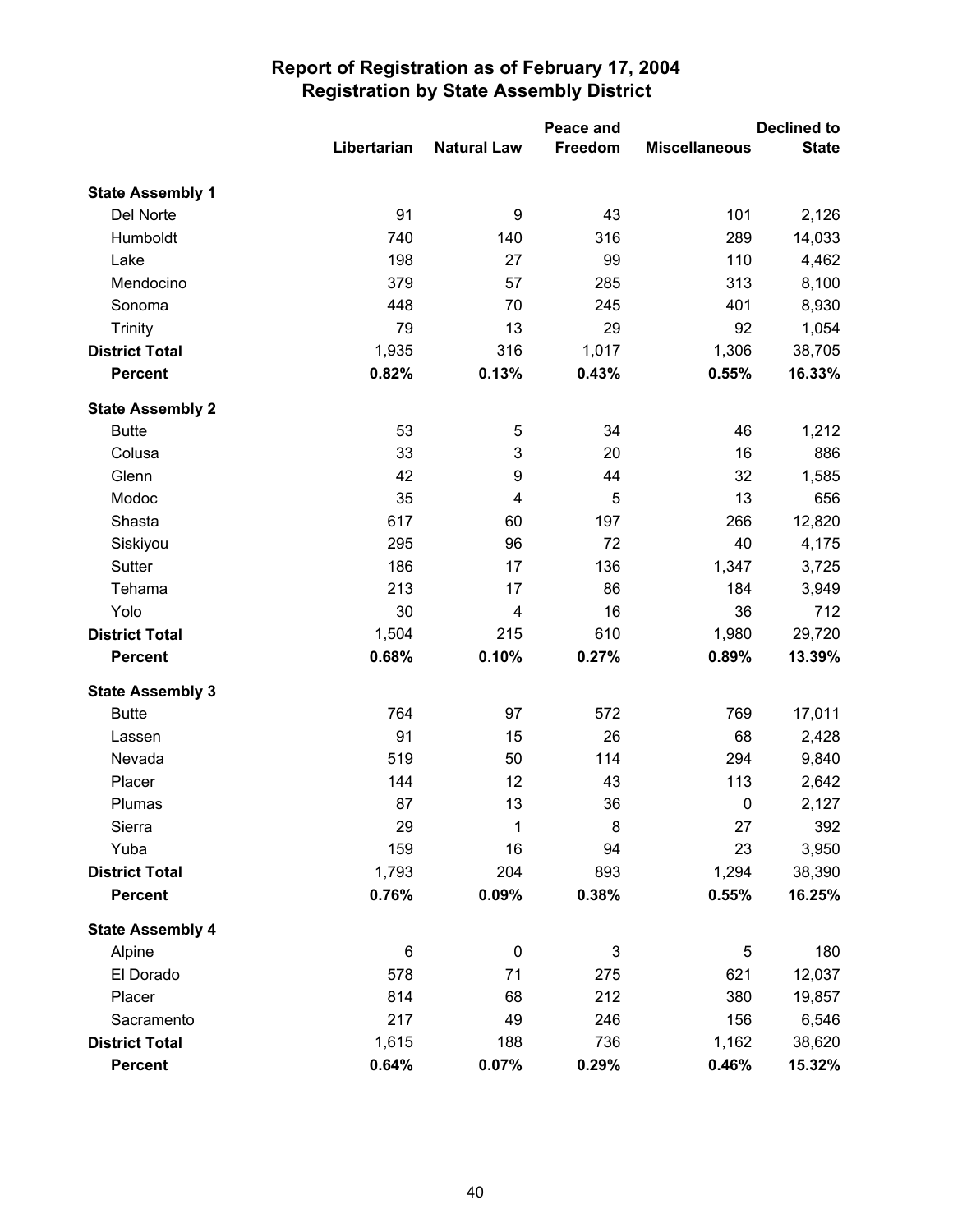# Report of Registration as of February 17, 2004
## Registration by State Assembly District

| | Libertarian | Natural Law | Peace and Freedom | Miscellaneous | Declined to State |
|---|---|---|---|---|---|
| **State Assembly 1** | | | | | |
| Del Norte | 91 | 9 | 43 | 101 | 2,126 |
| Humboldt | 740 | 140 | 316 | 289 | 14,033 |
| Lake | 198 | 27 | 99 | 110 | 4,462 |
| Mendocino | 379 | 57 | 285 | 313 | 8,100 |
| Sonoma | 448 | 70 | 245 | 401 | 8,930 |
| Trinity | 79 | 13 | 29 | 92 | 1,054 |
| **District Total** | 1,935 | 316 | 1,017 | 1,306 | 38,705 |
| **Percent** | **0.82%** | **0.13%** | **0.43%** | **0.55%** | **16.33%** |
| **State Assembly 2** | | | | | |
| Butte | 53 | 5 | 34 | 46 | 1,212 |
| Colusa | 33 | 3 | 20 | 16 | 886 |
| Glenn | 42 | 9 | 44 | 32 | 1,585 |
| Modoc | 35 | 4 | 5 | 13 | 656 |
| Shasta | 617 | 60 | 197 | 266 | 12,820 |
| Siskiyou | 295 | 96 | 72 | 40 | 4,175 |
| Sutter | 186 | 17 | 136 | 1,347 | 3,725 |
| Tehama | 213 | 17 | 86 | 184 | 3,949 |
| Yolo | 30 | 4 | 16 | 36 | 712 |
| **District Total** | 1,504 | 215 | 610 | 1,980 | 29,720 |
| **Percent** | **0.68%** | **0.10%** | **0.27%** | **0.89%** | **13.39%** |
| **State Assembly 3** | | | | | |
| Butte | 764 | 97 | 572 | 769 | 17,011 |
| Lassen | 91 | 15 | 26 | 68 | 2,428 |
| Nevada | 519 | 50 | 114 | 294 | 9,840 |
| Placer | 144 | 12 | 43 | 113 | 2,642 |
| Plumas | 87 | 13 | 36 | 0 | 2,127 |
| Sierra | 29 | 1 | 8 | 27 | 392 |
| Yuba | 159 | 16 | 94 | 23 | 3,950 |
| **District Total** | 1,793 | 204 | 893 | 1,294 | 38,390 |
| **Percent** | **0.76%** | **0.09%** | **0.38%** | **0.55%** | **16.25%** |
| **State Assembly 4** | | | | | |
| Alpine | 6 | 0 | 3 | 5 | 180 |
| El Dorado | 578 | 71 | 275 | 621 | 12,037 |
| Placer | 814 | 68 | 212 | 380 | 19,857 |
| Sacramento | 217 | 49 | 246 | 156 | 6,546 |
| **District Total** | 1,615 | 188 | 736 | 1,162 | 38,620 |
| **Percent** | **0.64%** | **0.07%** | **0.29%** | **0.46%** | **15.32%** |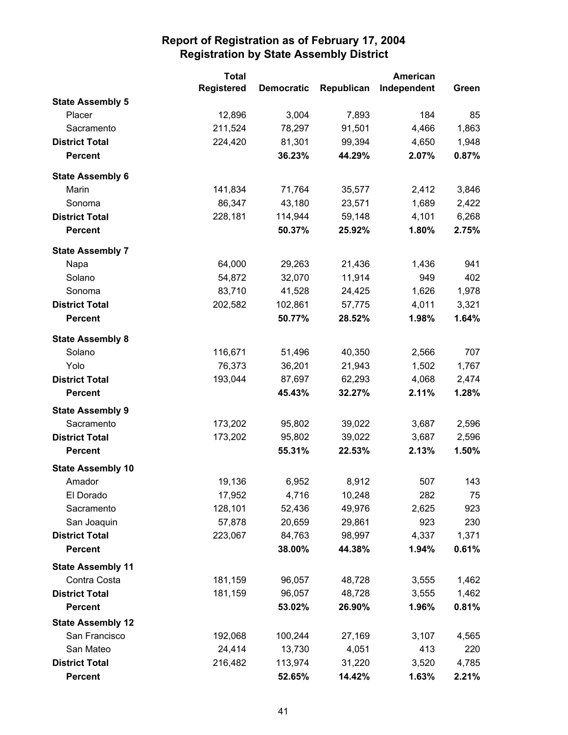# Report of Registration as of February 17, 2004
## Registration by State Assembly District

| | Total Registered | Democratic | Republican | American Independent | Green |
|---|---|---|---|---|---|
| **State Assembly 5** | | | | | |
| Placer | 12,896 | 3,004 | 7,893 | 184 | 85 |
| Sacramento | 211,524 | 78,297 | 91,501 | 4,466 | 1,863 |
| **District Total** | 224,420 | 81,301 | 99,394 | 4,650 | 1,948 |
| **Percent** | | **36.23%** | **44.29%** | **2.07%** | **0.87%** |
| **State Assembly 6** | | | | | |
| Marin | 141,834 | 71,764 | 35,577 | 2,412 | 3,846 |
| Sonoma | 86,347 | 43,180 | 23,571 | 1,689 | 2,422 |
| **District Total** | 228,181 | 114,944 | 59,148 | 4,101 | 6,268 |
| **Percent** | | **50.37%** | **25.92%** | **1.80%** | **2.75%** |
| **State Assembly 7** | | | | | |
| Napa | 64,000 | 29,263 | 21,436 | 1,436 | 941 |
| Solano | 54,872 | 32,070 | 11,914 | 949 | 402 |
| Sonoma | 83,710 | 41,528 | 24,425 | 1,626 | 1,978 |
| **District Total** | 202,582 | 102,861 | 57,775 | 4,011 | 3,321 |
| **Percent** | | **50.77%** | **28.52%** | **1.98%** | **1.64%** |
| **State Assembly 8** | | | | | |
| Solano | 116,671 | 51,496 | 40,350 | 2,566 | 707 |
| Yolo | 76,373 | 36,201 | 21,943 | 1,502 | 1,767 |
| **District Total** | 193,044 | 87,697 | 62,293 | 4,068 | 2,474 |
| **Percent** | | **45.43%** | **32.27%** | **2.11%** | **1.28%** |
| **State Assembly 9** | | | | | |
| Sacramento | 173,202 | 95,802 | 39,022 | 3,687 | 2,596 |
| **District Total** | 173,202 | 95,802 | 39,022 | 3,687 | 2,596 |
| **Percent** | | **55.31%** | **22.53%** | **2.13%** | **1.50%** |
| **State Assembly 10** | | | | | |
| Amador | 19,136 | 6,952 | 8,912 | 507 | 143 |
| El Dorado | 17,952 | 4,716 | 10,248 | 282 | 75 |
| Sacramento | 128,101 | 52,436 | 49,976 | 2,625 | 923 |
| San Joaquin | 57,878 | 20,659 | 29,861 | 923 | 230 |
| **District Total** | 223,067 | 84,763 | 98,997 | 4,337 | 1,371 |
| **Percent** | | **38.00%** | **44.38%** | **1.94%** | **0.61%** |
| **State Assembly 11** | | | | | |
| Contra Costa | 181,159 | 96,057 | 48,728 | 3,555 | 1,462 |
| **District Total** | 181,159 | 96,057 | 48,728 | 3,555 | 1,462 |
| **Percent** | | **53.02%** | **26.90%** | **1.96%** | **0.81%** |
| **State Assembly 12** | | | | | |
| San Francisco | 192,068 | 100,244 | 27,169 | 3,107 | 4,565 |
| San Mateo | 24,414 | 13,730 | 4,051 | 413 | 220 |
| **District Total** | 216,482 | 113,974 | 31,220 | 3,520 | 4,785 |
| **Percent** | | **52.65%** | **14.42%** | **1.63%** | **2.21%** |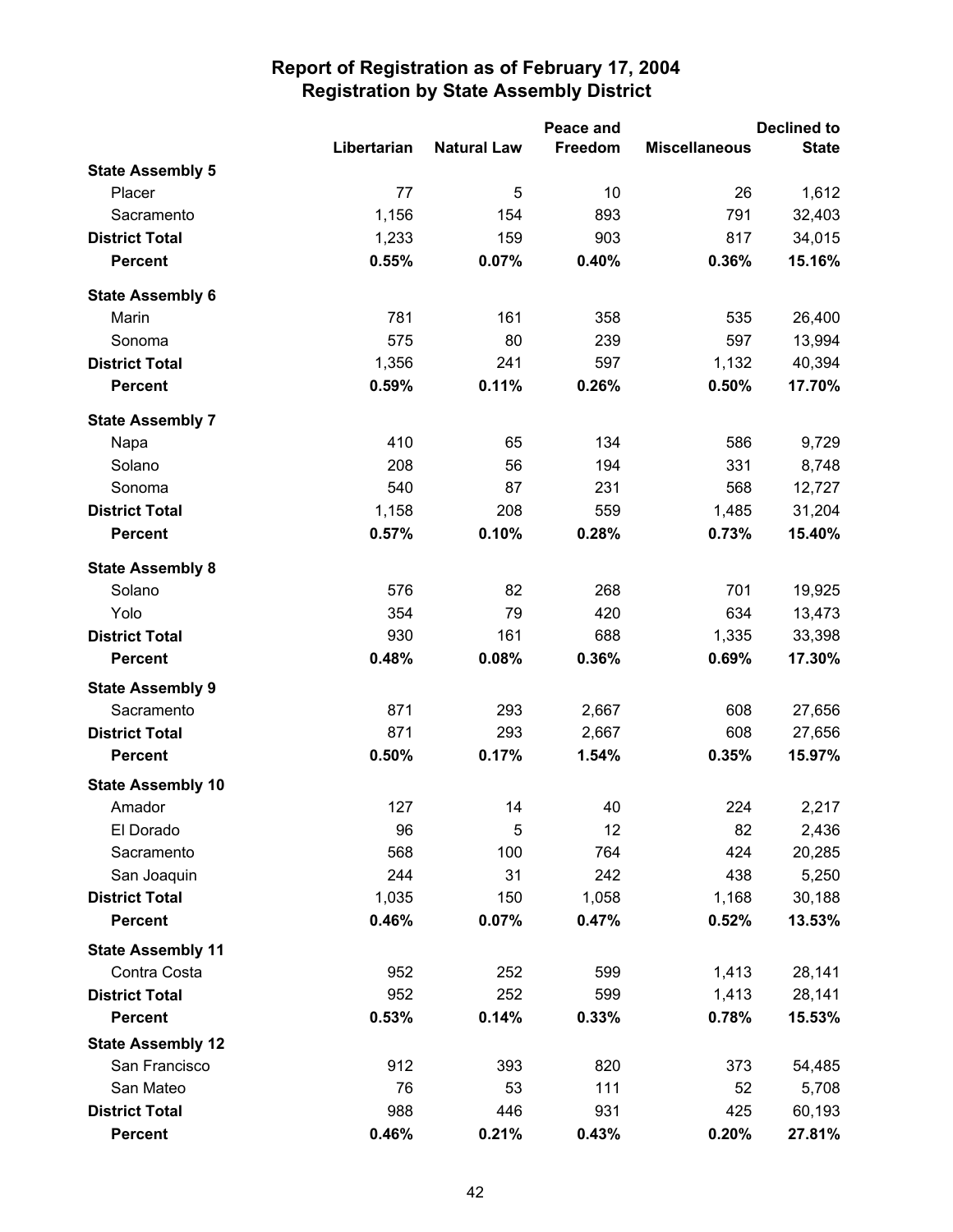# Report of Registration as of February 17, 2004
## Registration by State Assembly District

| | Libertarian | Natural Law | Peace and Freedom | Miscellaneous | Declined to State |
|---|---|---|---|---|---|
| **State Assembly 5** | | | | | |
| Placer | 77 | 5 | 10 | 26 | 1,612 |
| Sacramento | 1,156 | 154 | 893 | 791 | 32,403 |
| **District Total** | 1,233 | 159 | 903 | 817 | 34,015 |
| **Percent** | **0.55%** | **0.07%** | **0.40%** | **0.36%** | **15.16%** |
| **State Assembly 6** | | | | | |
| Marin | 781 | 161 | 358 | 535 | 26,400 |
| Sonoma | 575 | 80 | 239 | 597 | 13,994 |
| **District Total** | 1,356 | 241 | 597 | 1,132 | 40,394 |
| **Percent** | **0.59%** | **0.11%** | **0.26%** | **0.50%** | **17.70%** |
| **State Assembly 7** | | | | | |
| Napa | 410 | 65 | 134 | 586 | 9,729 |
| Solano | 208 | 56 | 194 | 331 | 8,748 |
| Sonoma | 540 | 87 | 231 | 568 | 12,727 |
| **District Total** | 1,158 | 208 | 559 | 1,485 | 31,204 |
| **Percent** | **0.57%** | **0.10%** | **0.28%** | **0.73%** | **15.40%** |
| **State Assembly 8** | | | | | |
| Solano | 576 | 82 | 268 | 701 | 19,925 |
| Yolo | 354 | 79 | 420 | 634 | 13,473 |
| **District Total** | 930 | 161 | 688 | 1,335 | 33,398 |
| **Percent** | **0.48%** | **0.08%** | **0.36%** | **0.69%** | **17.30%** |
| **State Assembly 9** | | | | | |
| Sacramento | 871 | 293 | 2,667 | 608 | 27,656 |
| **District Total** | 871 | 293 | 2,667 | 608 | 27,656 |
| **Percent** | **0.50%** | **0.17%** | **1.54%** | **0.35%** | **15.97%** |
| **State Assembly 10** | | | | | |
| Amador | 127 | 14 | 40 | 224 | 2,217 |
| El Dorado | 96 | 5 | 12 | 82 | 2,436 |
| Sacramento | 568 | 100 | 764 | 424 | 20,285 |
| San Joaquin | 244 | 31 | 242 | 438 | 5,250 |
| **District Total** | 1,035 | 150 | 1,058 | 1,168 | 30,188 |
| **Percent** | **0.46%** | **0.07%** | **0.47%** | **0.52%** | **13.53%** |
| **State Assembly 11** | | | | | |
| Contra Costa | 952 | 252 | 599 | 1,413 | 28,141 |
| **District Total** | 952 | 252 | 599 | 1,413 | 28,141 |
| **Percent** | **0.53%** | **0.14%** | **0.33%** | **0.78%** | **15.53%** |
| **State Assembly 12** | | | | | |
| San Francisco | 912 | 393 | 820 | 373 | 54,485 |
| San Mateo | 76 | 53 | 111 | 52 | 5,708 |
| **District Total** | 988 | 446 | 931 | 425 | 60,193 |
| **Percent** | **0.46%** | **0.21%** | **0.43%** | **0.20%** | **27.81%** |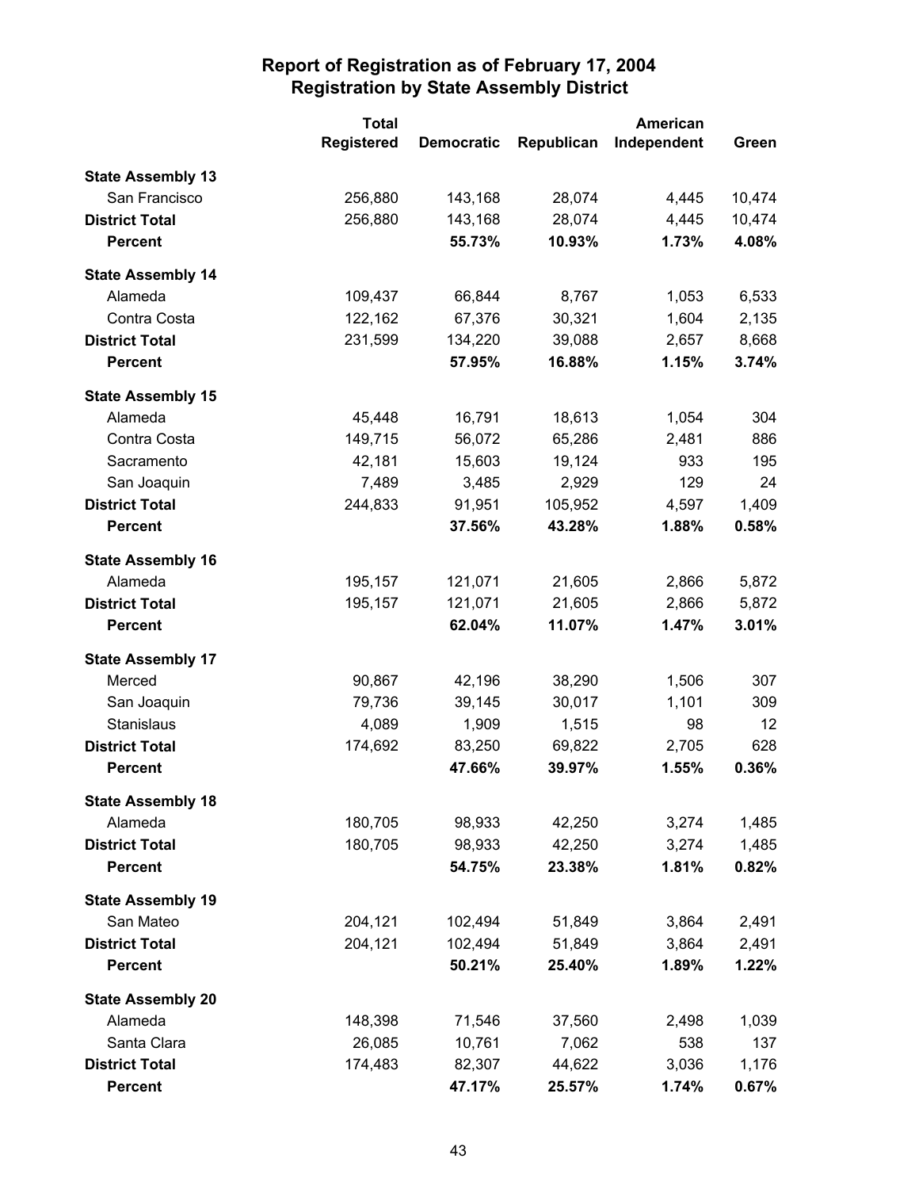# Report of Registration as of February 17, 2004
## Registration by State Assembly District

| | Total Registered | Democratic | Republican | American Independent | Green |
|---|---|---|---|---|---|
| **State Assembly 13** | | | | | |
| San Francisco | 256,880 | 143,168 | 28,074 | 4,445 | 10,474 |
| **District Total** | 256,880 | 143,168 | 28,074 | 4,445 | 10,474 |
| **Percent** | | **55.73%** | **10.93%** | **1.73%** | **4.08%** |
| **State Assembly 14** | | | | | |
| Alameda | 109,437 | 66,844 | 8,767 | 1,053 | 6,533 |
| Contra Costa | 122,162 | 67,376 | 30,321 | 1,604 | 2,135 |
| **District Total** | 231,599 | 134,220 | 39,088 | 2,657 | 8,668 |
| **Percent** | | **57.95%** | **16.88%** | **1.15%** | **3.74%** |
| **State Assembly 15** | | | | | |
| Alameda | 45,448 | 16,791 | 18,613 | 1,054 | 304 |
| Contra Costa | 149,715 | 56,072 | 65,286 | 2,481 | 886 |
| Sacramento | 42,181 | 15,603 | 19,124 | 933 | 195 |
| San Joaquin | 7,489 | 3,485 | 2,929 | 129 | 24 |
| **District Total** | 244,833 | 91,951 | 105,952 | 4,597 | 1,409 |
| **Percent** | | **37.56%** | **43.28%** | **1.88%** | **0.58%** |
| **State Assembly 16** | | | | | |
| Alameda | 195,157 | 121,071 | 21,605 | 2,866 | 5,872 |
| **District Total** | 195,157 | 121,071 | 21,605 | 2,866 | 5,872 |
| **Percent** | | **62.04%** | **11.07%** | **1.47%** | **3.01%** |
| **State Assembly 17** | | | | | |
| Merced | 90,867 | 42,196 | 38,290 | 1,506 | 307 |
| San Joaquin | 79,736 | 39,145 | 30,017 | 1,101 | 309 |
| Stanislaus | 4,089 | 1,909 | 1,515 | 98 | 12 |
| **District Total** | 174,692 | 83,250 | 69,822 | 2,705 | 628 |
| **Percent** | | **47.66%** | **39.97%** | **1.55%** | **0.36%** |
| **State Assembly 18** | | | | | |
| Alameda | 180,705 | 98,933 | 42,250 | 3,274 | 1,485 |
| **District Total** | 180,705 | 98,933 | 42,250 | 3,274 | 1,485 |
| **Percent** | | **54.75%** | **23.38%** | **1.81%** | **0.82%** |
| **State Assembly 19** | | | | | |
| San Mateo | 204,121 | 102,494 | 51,849 | 3,864 | 2,491 |
| **District Total** | 204,121 | 102,494 | 51,849 | 3,864 | 2,491 |
| **Percent** | | **50.21%** | **25.40%** | **1.89%** | **1.22%** |
| **State Assembly 20** | | | | | |
| Alameda | 148,398 | 71,546 | 37,560 | 2,498 | 1,039 |
| Santa Clara | 26,085 | 10,761 | 7,062 | 538 | 137 |
| **District Total** | 174,483 | 82,307 | 44,622 | 3,036 | 1,176 |
| **Percent** | | **47.17%** | **25.57%** | **1.74%** | **0.67%** |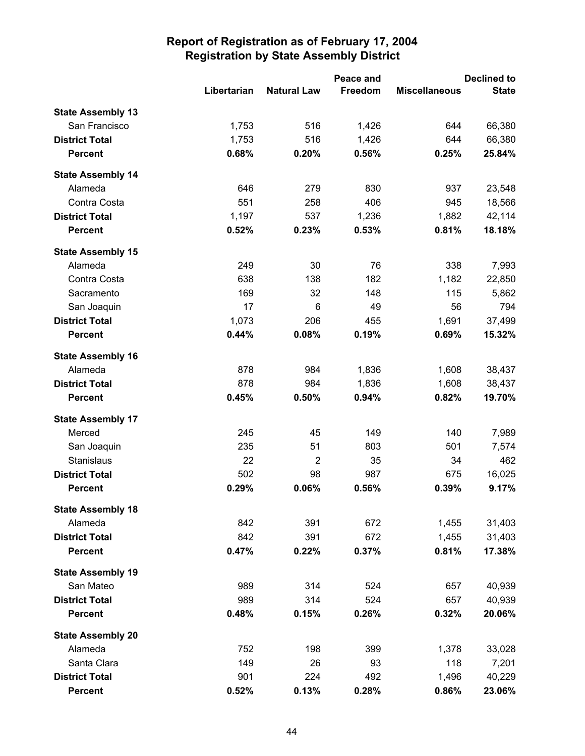# Report of Registration as of February 17, 2004
## Registration by State Assembly District

| | Libertarian | Natural Law | Peace and Freedom | Miscellaneous | Declined to State |
|---|---|---|---|---|---|
| **State Assembly 13** | | | | | |
| San Francisco | 1,753 | 516 | 1,426 | 644 | 66,380 |
| **District Total** | 1,753 | 516 | 1,426 | 644 | 66,380 |
| **Percent** | **0.68%** | **0.20%** | **0.56%** | **0.25%** | **25.84%** |
| **State Assembly 14** | | | | | |
| Alameda | 646 | 279 | 830 | 937 | 23,548 |
| Contra Costa | 551 | 258 | 406 | 945 | 18,566 |
| **District Total** | 1,197 | 537 | 1,236 | 1,882 | 42,114 |
| **Percent** | **0.52%** | **0.23%** | **0.53%** | **0.81%** | **18.18%** |
| **State Assembly 15** | | | | | |
| Alameda | 249 | 30 | 76 | 338 | 7,993 |
| Contra Costa | 638 | 138 | 182 | 1,182 | 22,850 |
| Sacramento | 169 | 32 | 148 | 115 | 5,862 |
| San Joaquin | 17 | 6 | 49 | 56 | 794 |
| **District Total** | 1,073 | 206 | 455 | 1,691 | 37,499 |
| **Percent** | **0.44%** | **0.08%** | **0.19%** | **0.69%** | **15.32%** |
| **State Assembly 16** | | | | | |
| Alameda | 878 | 984 | 1,836 | 1,608 | 38,437 |
| **District Total** | 878 | 984 | 1,836 | 1,608 | 38,437 |
| **Percent** | **0.45%** | **0.50%** | **0.94%** | **0.82%** | **19.70%** |
| **State Assembly 17** | | | | | |
| Merced | 245 | 45 | 149 | 140 | 7,989 |
| San Joaquin | 235 | 51 | 803 | 501 | 7,574 |
| Stanislaus | 22 | 2 | 35 | 34 | 462 |
| **District Total** | 502 | 98 | 987 | 675 | 16,025 |
| **Percent** | **0.29%** | **0.06%** | **0.56%** | **0.39%** | **9.17%** |
| **State Assembly 18** | | | | | |
| Alameda | 842 | 391 | 672 | 1,455 | 31,403 |
| **District Total** | 842 | 391 | 672 | 1,455 | 31,403 |
| **Percent** | **0.47%** | **0.22%** | **0.37%** | **0.81%** | **17.38%** |
| **State Assembly 19** | | | | | |
| San Mateo | 989 | 314 | 524 | 657 | 40,939 |
| **District Total** | 989 | 314 | 524 | 657 | 40,939 |
| **Percent** | **0.48%** | **0.15%** | **0.26%** | **0.32%** | **20.06%** |
| **State Assembly 20** | | | | | |
| Alameda | 752 | 198 | 399 | 1,378 | 33,028 |
| Santa Clara | 149 | 26 | 93 | 118 | 7,201 |
| **District Total** | 901 | 224 | 492 | 1,496 | 40,229 |
| **Percent** | **0.52%** | **0.13%** | **0.28%** | **0.86%** | **23.06%** |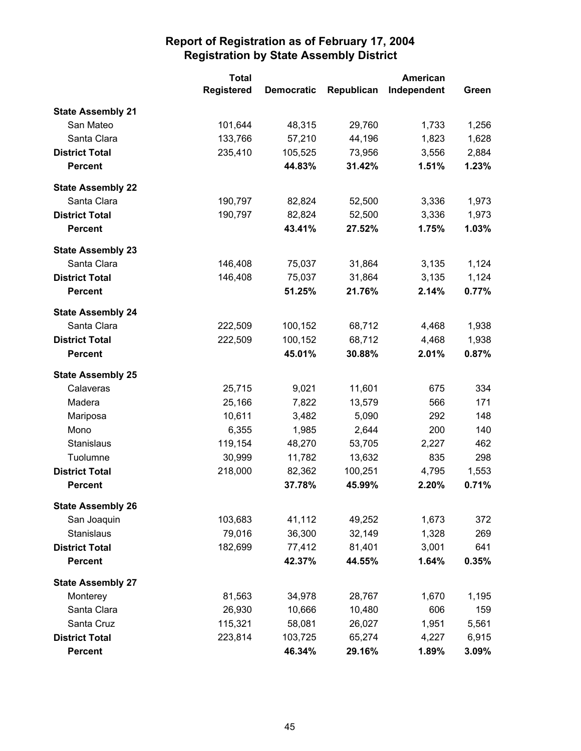# Report of Registration as of February 17, 2004
## Registration by State Assembly District

| | Total Registered | Democratic | Republican | American Independent | Green |
|---|---|---|---|---|---|
| **State Assembly 21** | | | | | |
| San Mateo | 101,644 | 48,315 | 29,760 | 1,733 | 1,256 |
| Santa Clara | 133,766 | 57,210 | 44,196 | 1,823 | 1,628 |
| **District Total** | 235,410 | 105,525 | 73,956 | 3,556 | 2,884 |
| **Percent** | | **44.83%** | **31.42%** | **1.51%** | **1.23%** |
| **State Assembly 22** | | | | | |
| Santa Clara | 190,797 | 82,824 | 52,500 | 3,336 | 1,973 |
| **District Total** | 190,797 | 82,824 | 52,500 | 3,336 | 1,973 |
| **Percent** | | **43.41%** | **27.52%** | **1.75%** | **1.03%** |
| **State Assembly 23** | | | | | |
| Santa Clara | 146,408 | 75,037 | 31,864 | 3,135 | 1,124 |
| **District Total** | 146,408 | 75,037 | 31,864 | 3,135 | 1,124 |
| **Percent** | | **51.25%** | **21.76%** | **2.14%** | **0.77%** |
| **State Assembly 24** | | | | | |
| Santa Clara | 222,509 | 100,152 | 68,712 | 4,468 | 1,938 |
| **District Total** | 222,509 | 100,152 | 68,712 | 4,468 | 1,938 |
| **Percent** | | **45.01%** | **30.88%** | **2.01%** | **0.87%** |
| **State Assembly 25** | | | | | |
| Calaveras | 25,715 | 9,021 | 11,601 | 675 | 334 |
| Madera | 25,166 | 7,822 | 13,579 | 566 | 171 |
| Mariposa | 10,611 | 3,482 | 5,090 | 292 | 148 |
| Mono | 6,355 | 1,985 | 2,644 | 200 | 140 |
| Stanislaus | 119,154 | 48,270 | 53,705 | 2,227 | 462 |
| Tuolumne | 30,999 | 11,782 | 13,632 | 835 | 298 |
| **District Total** | 218,000 | 82,362 | 100,251 | 4,795 | 1,553 |
| **Percent** | | **37.78%** | **45.99%** | **2.20%** | **0.71%** |
| **State Assembly 26** | | | | | |
| San Joaquin | 103,683 | 41,112 | 49,252 | 1,673 | 372 |
| Stanislaus | 79,016 | 36,300 | 32,149 | 1,328 | 269 |
| **District Total** | 182,699 | 77,412 | 81,401 | 3,001 | 641 |
| **Percent** | | **42.37%** | **44.55%** | **1.64%** | **0.35%** |
| **State Assembly 27** | | | | | |
| Monterey | 81,563 | 34,978 | 28,767 | 1,670 | 1,195 |
| Santa Clara | 26,930 | 10,666 | 10,480 | 606 | 159 |
| Santa Cruz | 115,321 | 58,081 | 26,027 | 1,951 | 5,561 |
| **District Total** | 223,814 | 103,725 | 65,274 | 4,227 | 6,915 |
| **Percent** | | **46.34%** | **29.16%** | **1.89%** | **3.09%** |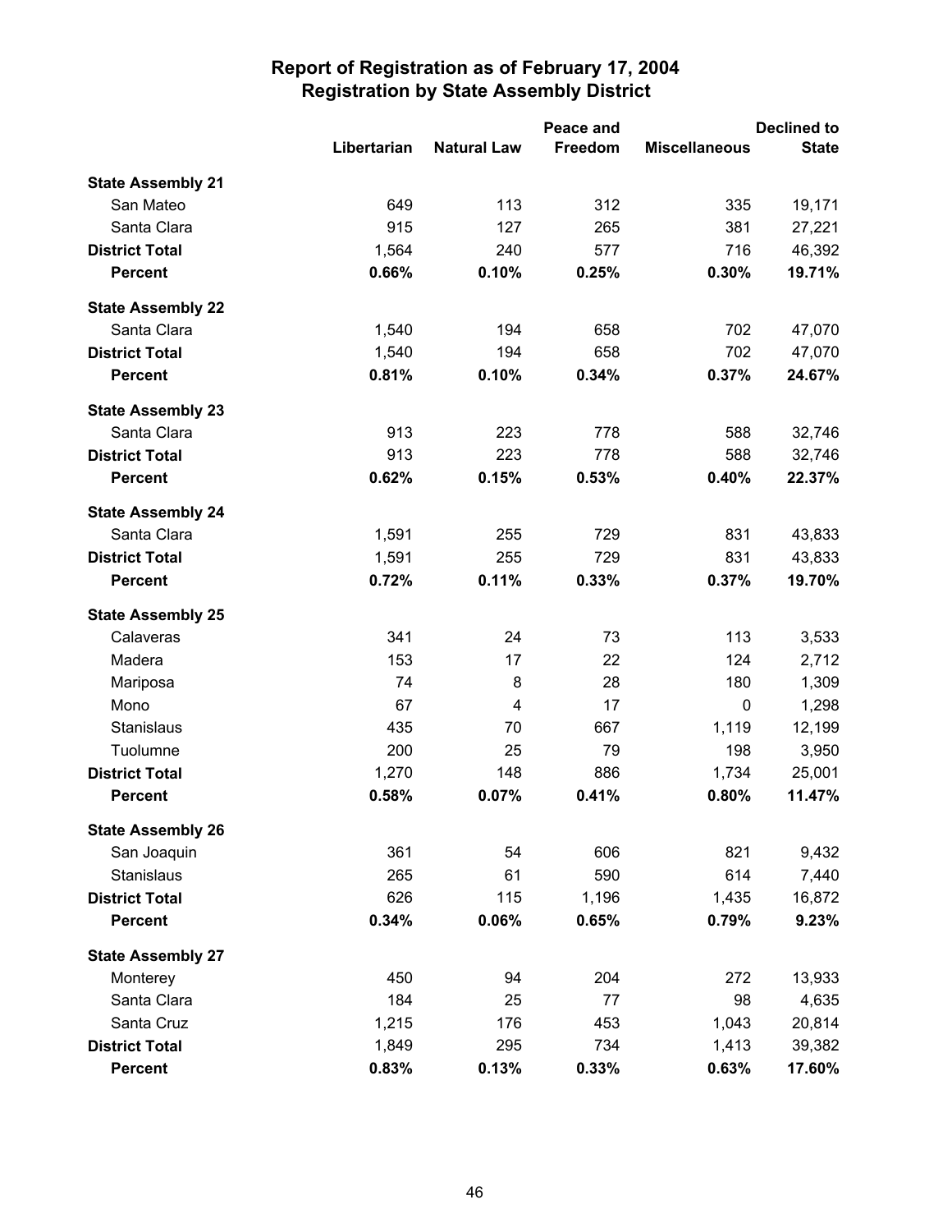# Report of Registration as of February 17, 2004
## Registration by State Assembly District

| | Libertarian | Natural Law | Peace and Freedom | Miscellaneous | Declined to State |
|---|---|---|---|---|---|
| **State Assembly 21** | | | | | |
| San Mateo | 649 | 113 | 312 | 335 | 19,171 |
| Santa Clara | 915 | 127 | 265 | 381 | 27,221 |
| **District Total** | 1,564 | 240 | 577 | 716 | 46,392 |
| **Percent** | **0.66%** | **0.10%** | **0.25%** | **0.30%** | **19.71%** |
| **State Assembly 22** | | | | | |
| Santa Clara | 1,540 | 194 | 658 | 702 | 47,070 |
| **District Total** | 1,540 | 194 | 658 | 702 | 47,070 |
| **Percent** | **0.81%** | **0.10%** | **0.34%** | **0.37%** | **24.67%** |
| **State Assembly 23** | | | | | |
| Santa Clara | 913 | 223 | 778 | 588 | 32,746 |
| **District Total** | 913 | 223 | 778 | 588 | 32,746 |
| **Percent** | **0.62%** | **0.15%** | **0.53%** | **0.40%** | **22.37%** |
| **State Assembly 24** | | | | | |
| Santa Clara | 1,591 | 255 | 729 | 831 | 43,833 |
| **District Total** | 1,591 | 255 | 729 | 831 | 43,833 |
| **Percent** | **0.72%** | **0.11%** | **0.33%** | **0.37%** | **19.70%** |
| **State Assembly 25** | | | | | |
| Calaveras | 341 | 24 | 73 | 113 | 3,533 |
| Madera | 153 | 17 | 22 | 124 | 2,712 |
| Mariposa | 74 | 8 | 28 | 180 | 1,309 |
| Mono | 67 | 4 | 17 | 0 | 1,298 |
| Stanislaus | 435 | 70 | 667 | 1,119 | 12,199 |
| Tuolumne | 200 | 25 | 79 | 198 | 3,950 |
| **District Total** | 1,270 | 148 | 886 | 1,734 | 25,001 |
| **Percent** | **0.58%** | **0.07%** | **0.41%** | **0.80%** | **11.47%** |
| **State Assembly 26** | | | | | |
| San Joaquin | 361 | 54 | 606 | 821 | 9,432 |
| Stanislaus | 265 | 61 | 590 | 614 | 7,440 |
| **District Total** | 626 | 115 | 1,196 | 1,435 | 16,872 |
| **Percent** | **0.34%** | **0.06%** | **0.65%** | **0.79%** | **9.23%** |
| **State Assembly 27** | | | | | |
| Monterey | 450 | 94 | 204 | 272 | 13,933 |
| Santa Clara | 184 | 25 | 77 | 98 | 4,635 |
| Santa Cruz | 1,215 | 176 | 453 | 1,043 | 20,814 |
| **District Total** | 1,849 | 295 | 734 | 1,413 | 39,382 |
| **Percent** | **0.83%** | **0.13%** | **0.33%** | **0.63%** | **17.60%** |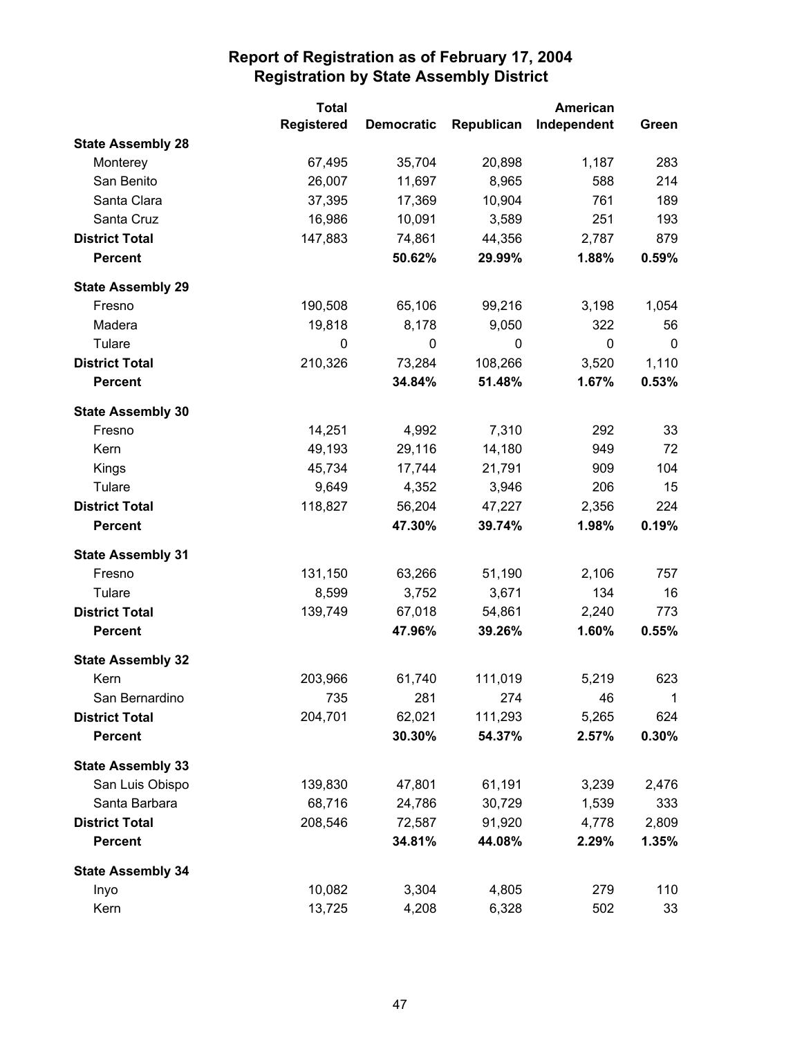# Report of Registration as of February 17, 2004
## Registration by State Assembly District

| | Total Registered | Democratic | Republican | American Independent | Green |
|---|---|---|---|---|---|
| **State Assembly 28** | | | | | |
| Monterey | 67,495 | 35,704 | 20,898 | 1,187 | 283 |
| San Benito | 26,007 | 11,697 | 8,965 | 588 | 214 |
| Santa Clara | 37,395 | 17,369 | 10,904 | 761 | 189 |
| Santa Cruz | 16,986 | 10,091 | 3,589 | 251 | 193 |
| **District Total** | 147,883 | 74,861 | 44,356 | 2,787 | 879 |
| **Percent** | | **50.62%** | **29.99%** | **1.88%** | **0.59%** |
| **State Assembly 29** | | | | | |
| Fresno | 190,508 | 65,106 | 99,216 | 3,198 | 1,054 |
| Madera | 19,818 | 8,178 | 9,050 | 322 | 56 |
| Tulare | 0 | 0 | 0 | 0 | 0 |
| **District Total** | 210,326 | 73,284 | 108,266 | 3,520 | 1,110 |
| **Percent** | | **34.84%** | **51.48%** | **1.67%** | **0.53%** |
| **State Assembly 30** | | | | | |
| Fresno | 14,251 | 4,992 | 7,310 | 292 | 33 |
| Kern | 49,193 | 29,116 | 14,180 | 949 | 72 |
| Kings | 45,734 | 17,744 | 21,791 | 909 | 104 |
| Tulare | 9,649 | 4,352 | 3,946 | 206 | 15 |
| **District Total** | 118,827 | 56,204 | 47,227 | 2,356 | 224 |
| **Percent** | | **47.30%** | **39.74%** | **1.98%** | **0.19%** |
| **State Assembly 31** | | | | | |
| Fresno | 131,150 | 63,266 | 51,190 | 2,106 | 757 |
| Tulare | 8,599 | 3,752 | 3,671 | 134 | 16 |
| **District Total** | 139,749 | 67,018 | 54,861 | 2,240 | 773 |
| **Percent** | | **47.96%** | **39.26%** | **1.60%** | **0.55%** |
| **State Assembly 32** | | | | | |
| Kern | 203,966 | 61,740 | 111,019 | 5,219 | 623 |
| San Bernardino | 735 | 281 | 274 | 46 | 1 |
| **District Total** | 204,701 | 62,021 | 111,293 | 5,265 | 624 |
| **Percent** | | **30.30%** | **54.37%** | **2.57%** | **0.30%** |
| **State Assembly 33** | | | | | |
| San Luis Obispo | 139,830 | 47,801 | 61,191 | 3,239 | 2,476 |
| Santa Barbara | 68,716 | 24,786 | 30,729 | 1,539 | 333 |
| **District Total** | 208,546 | 72,587 | 91,920 | 4,778 | 2,809 |
| **Percent** | | **34.81%** | **44.08%** | **2.29%** | **1.35%** |
| **State Assembly 34** | | | | | |
| Inyo | 10,082 | 3,304 | 4,805 | 279 | 110 |
| Kern | 13,725 | 4,208 | 6,328 | 502 | 33 |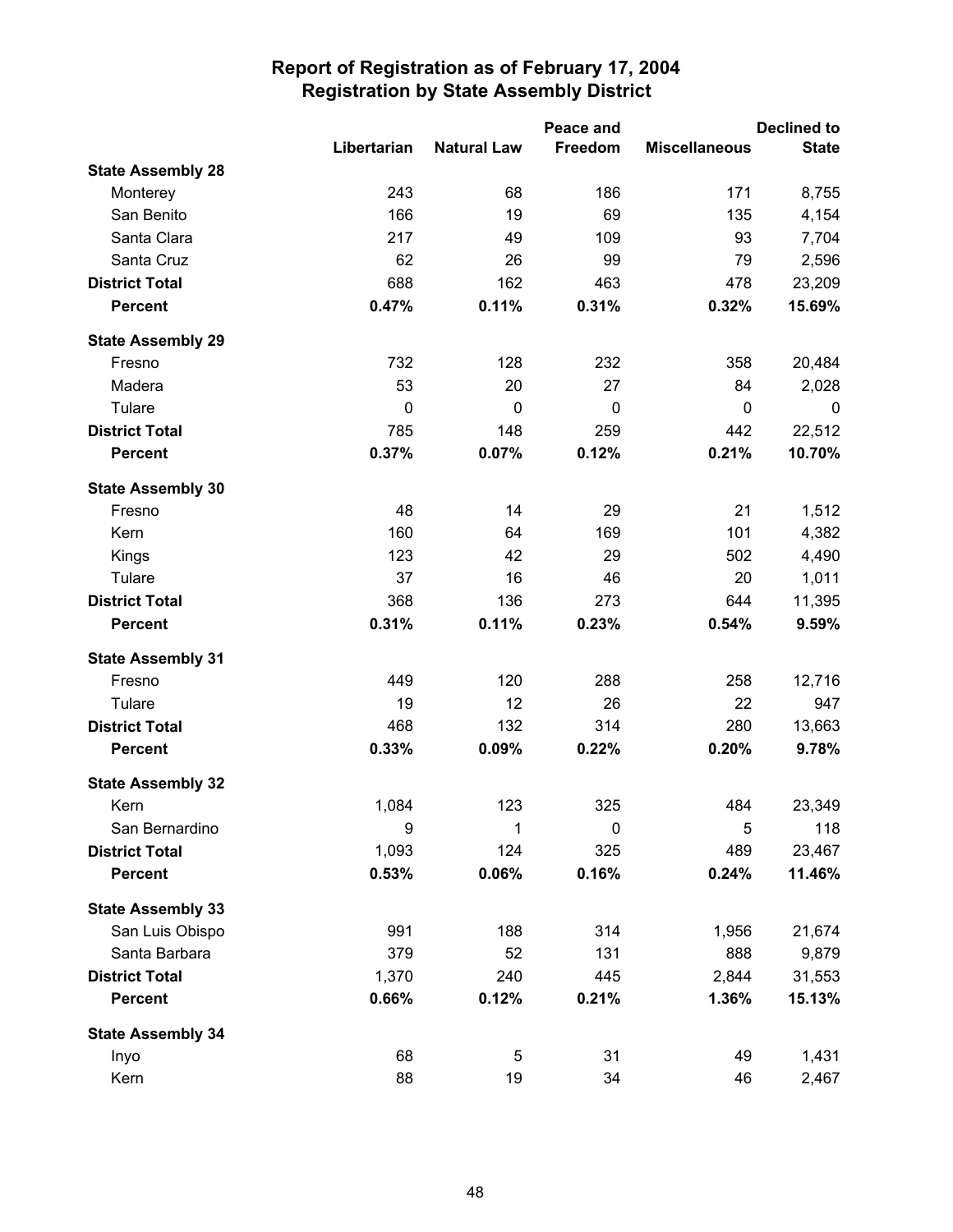# Report of Registration as of February 17, 2004
## Registration by State Assembly District

| | Libertarian | Natural Law | Peace and Freedom | Miscellaneous | Declined to State |
|---|---|---|---|---|---|
| **State Assembly 28** | | | | | |
| Monterey | 243 | 68 | 186 | 171 | 8,755 |
| San Benito | 166 | 19 | 69 | 135 | 4,154 |
| Santa Clara | 217 | 49 | 109 | 93 | 7,704 |
| Santa Cruz | 62 | 26 | 99 | 79 | 2,596 |
| **District Total** | 688 | 162 | 463 | 478 | 23,209 |
| **Percent** | **0.47%** | **0.11%** | **0.31%** | **0.32%** | **15.69%** |
| **State Assembly 29** | | | | | |
| Fresno | 732 | 128 | 232 | 358 | 20,484 |
| Madera | 53 | 20 | 27 | 84 | 2,028 |
| Tulare | 0 | 0 | 0 | 0 | 0 |
| **District Total** | 785 | 148 | 259 | 442 | 22,512 |
| **Percent** | **0.37%** | **0.07%** | **0.12%** | **0.21%** | **10.70%** |
| **State Assembly 30** | | | | | |
| Fresno | 48 | 14 | 29 | 21 | 1,512 |
| Kern | 160 | 64 | 169 | 101 | 4,382 |
| Kings | 123 | 42 | 29 | 502 | 4,490 |
| Tulare | 37 | 16 | 46 | 20 | 1,011 |
| **District Total** | 368 | 136 | 273 | 644 | 11,395 |
| **Percent** | **0.31%** | **0.11%** | **0.23%** | **0.54%** | **9.59%** |
| **State Assembly 31** | | | | | |
| Fresno | 449 | 120 | 288 | 258 | 12,716 |
| Tulare | 19 | 12 | 26 | 22 | 947 |
| **District Total** | 468 | 132 | 314 | 280 | 13,663 |
| **Percent** | **0.33%** | **0.09%** | **0.22%** | **0.20%** | **9.78%** |
| **State Assembly 32** | | | | | |
| Kern | 1,084 | 123 | 325 | 484 | 23,349 |
| San Bernardino | 9 | 1 | 0 | 5 | 118 |
| **District Total** | 1,093 | 124 | 325 | 489 | 23,467 |
| **Percent** | **0.53%** | **0.06%** | **0.16%** | **0.24%** | **11.46%** |
| **State Assembly 33** | | | | | |
| San Luis Obispo | 991 | 188 | 314 | 1,956 | 21,674 |
| Santa Barbara | 379 | 52 | 131 | 888 | 9,879 |
| **District Total** | 1,370 | 240 | 445 | 2,844 | 31,553 |
| **Percent** | **0.66%** | **0.12%** | **0.21%** | **1.36%** | **15.13%** |
| **State Assembly 34** | | | | | |
| Inyo | 68 | 5 | 31 | 49 | 1,431 |
| Kern | 88 | 19 | 34 | 46 | 2,467 |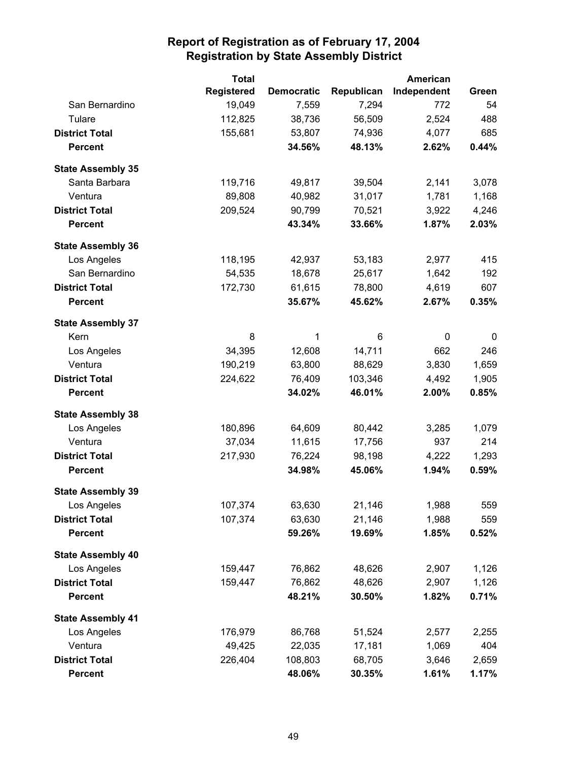# Report of Registration as of February 17, 2004
## Registration by State Assembly District

| | Total Registered | Democratic | Republican | American Independent | Green |
|---|---|---|---|---|---|
| San Bernardino | 19,049 | 7,559 | 7,294 | 772 | 54 |
| Tulare | 112,825 | 38,736 | 56,509 | 2,524 | 488 |
| **District Total** | 155,681 | 53,807 | 74,936 | 4,077 | 685 |
| **Percent** | | **34.56%** | **48.13%** | **2.62%** | **0.44%** |
| **State Assembly 35** | | | | | |
| Santa Barbara | 119,716 | 49,817 | 39,504 | 2,141 | 3,078 |
| Ventura | 89,808 | 40,982 | 31,017 | 1,781 | 1,168 |
| **District Total** | 209,524 | 90,799 | 70,521 | 3,922 | 4,246 |
| **Percent** | | **43.34%** | **33.66%** | **1.87%** | **2.03%** |
| **State Assembly 36** | | | | | |
| Los Angeles | 118,195 | 42,937 | 53,183 | 2,977 | 415 |
| San Bernardino | 54,535 | 18,678 | 25,617 | 1,642 | 192 |
| **District Total** | 172,730 | 61,615 | 78,800 | 4,619 | 607 |
| **Percent** | | **35.67%** | **45.62%** | **2.67%** | **0.35%** |
| **State Assembly 37** | | | | | |
| Kern | 8 | 1 | 6 | 0 | 0 |
| Los Angeles | 34,395 | 12,608 | 14,711 | 662 | 246 |
| Ventura | 190,219 | 63,800 | 88,629 | 3,830 | 1,659 |
| **District Total** | 224,622 | 76,409 | 103,346 | 4,492 | 1,905 |
| **Percent** | | **34.02%** | **46.01%** | **2.00%** | **0.85%** |
| **State Assembly 38** | | | | | |
| Los Angeles | 180,896 | 64,609 | 80,442 | 3,285 | 1,079 |
| Ventura | 37,034 | 11,615 | 17,756 | 937 | 214 |
| **District Total** | 217,930 | 76,224 | 98,198 | 4,222 | 1,293 |
| **Percent** | | **34.98%** | **45.06%** | **1.94%** | **0.59%** |
| **State Assembly 39** | | | | | |
| Los Angeles | 107,374 | 63,630 | 21,146 | 1,988 | 559 |
| **District Total** | 107,374 | 63,630 | 21,146 | 1,988 | 559 |
| **Percent** | | **59.26%** | **19.69%** | **1.85%** | **0.52%** |
| **State Assembly 40** | | | | | |
| Los Angeles | 159,447 | 76,862 | 48,626 | 2,907 | 1,126 |
| **District Total** | 159,447 | 76,862 | 48,626 | 2,907 | 1,126 |
| **Percent** | | **48.21%** | **30.50%** | **1.82%** | **0.71%** |
| **State Assembly 41** | | | | | |
| Los Angeles | 176,979 | 86,768 | 51,524 | 2,577 | 2,255 |
| Ventura | 49,425 | 22,035 | 17,181 | 1,069 | 404 |
| **District Total** | 226,404 | 108,803 | 68,705 | 3,646 | 2,659 |
| **Percent** | | **48.06%** | **30.35%** | **1.61%** | **1.17%** |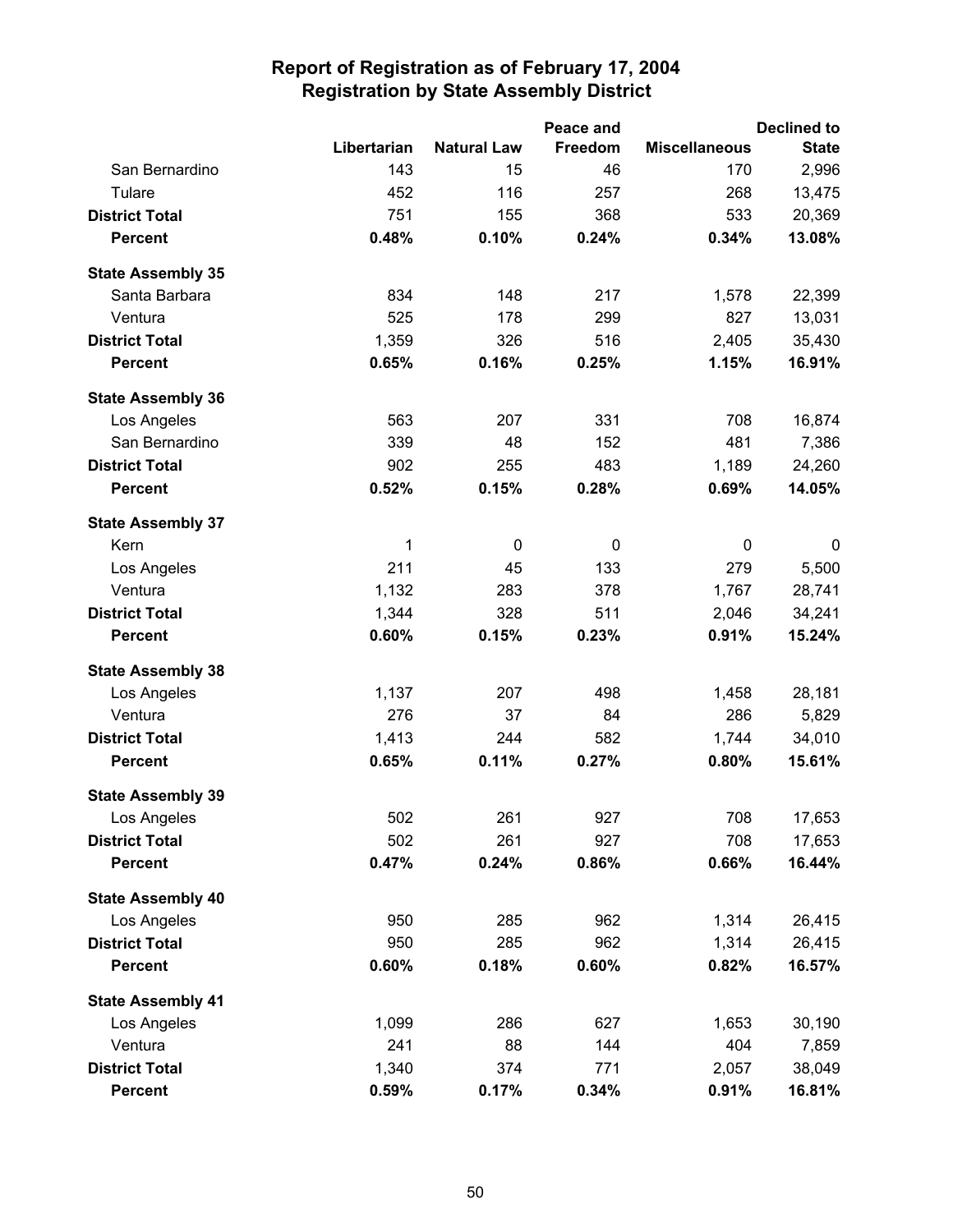# Report of Registration as of February 17, 2004
## Registration by State Assembly District

| | Libertarian | Natural Law | Peace and Freedom | Miscellaneous | Declined to State |
|---|---|---|---|---|---|
| San Bernardino | 143 | 15 | 46 | 170 | 2,996 |
| Tulare | 452 | 116 | 257 | 268 | 13,475 |
| **District Total** | 751 | 155 | 368 | 533 | 20,369 |
| **Percent** | **0.48%** | **0.10%** | **0.24%** | **0.34%** | **13.08%** |
| **State Assembly 35** | | | | | |
| Santa Barbara | 834 | 148 | 217 | 1,578 | 22,399 |
| Ventura | 525 | 178 | 299 | 827 | 13,031 |
| **District Total** | 1,359 | 326 | 516 | 2,405 | 35,430 |
| **Percent** | **0.65%** | **0.16%** | **0.25%** | **1.15%** | **16.91%** |
| **State Assembly 36** | | | | | |
| Los Angeles | 563 | 207 | 331 | 708 | 16,874 |
| San Bernardino | 339 | 48 | 152 | 481 | 7,386 |
| **District Total** | 902 | 255 | 483 | 1,189 | 24,260 |
| **Percent** | **0.52%** | **0.15%** | **0.28%** | **0.69%** | **14.05%** |
| **State Assembly 37** | | | | | |
| Kern | 1 | 0 | 0 | 0 | 0 |
| Los Angeles | 211 | 45 | 133 | 279 | 5,500 |
| Ventura | 1,132 | 283 | 378 | 1,767 | 28,741 |
| **District Total** | 1,344 | 328 | 511 | 2,046 | 34,241 |
| **Percent** | **0.60%** | **0.15%** | **0.23%** | **0.91%** | **15.24%** |
| **State Assembly 38** | | | | | |
| Los Angeles | 1,137 | 207 | 498 | 1,458 | 28,181 |
| Ventura | 276 | 37 | 84 | 286 | 5,829 |
| **District Total** | 1,413 | 244 | 582 | 1,744 | 34,010 |
| **Percent** | **0.65%** | **0.11%** | **0.27%** | **0.80%** | **15.61%** |
| **State Assembly 39** | | | | | |
| Los Angeles | 502 | 261 | 927 | 708 | 17,653 |
| **District Total** | 502 | 261 | 927 | 708 | 17,653 |
| **Percent** | **0.47%** | **0.24%** | **0.86%** | **0.66%** | **16.44%** |
| **State Assembly 40** | | | | | |
| Los Angeles | 950 | 285 | 962 | 1,314 | 26,415 |
| **District Total** | 950 | 285 | 962 | 1,314 | 26,415 |
| **Percent** | **0.60%** | **0.18%** | **0.60%** | **0.82%** | **16.57%** |
| **State Assembly 41** | | | | | |
| Los Angeles | 1,099 | 286 | 627 | 1,653 | 30,190 |
| Ventura | 241 | 88 | 144 | 404 | 7,859 |
| **District Total** | 1,340 | 374 | 771 | 2,057 | 38,049 |
| **Percent** | **0.59%** | **0.17%** | **0.34%** | **0.91%** | **16.81%** |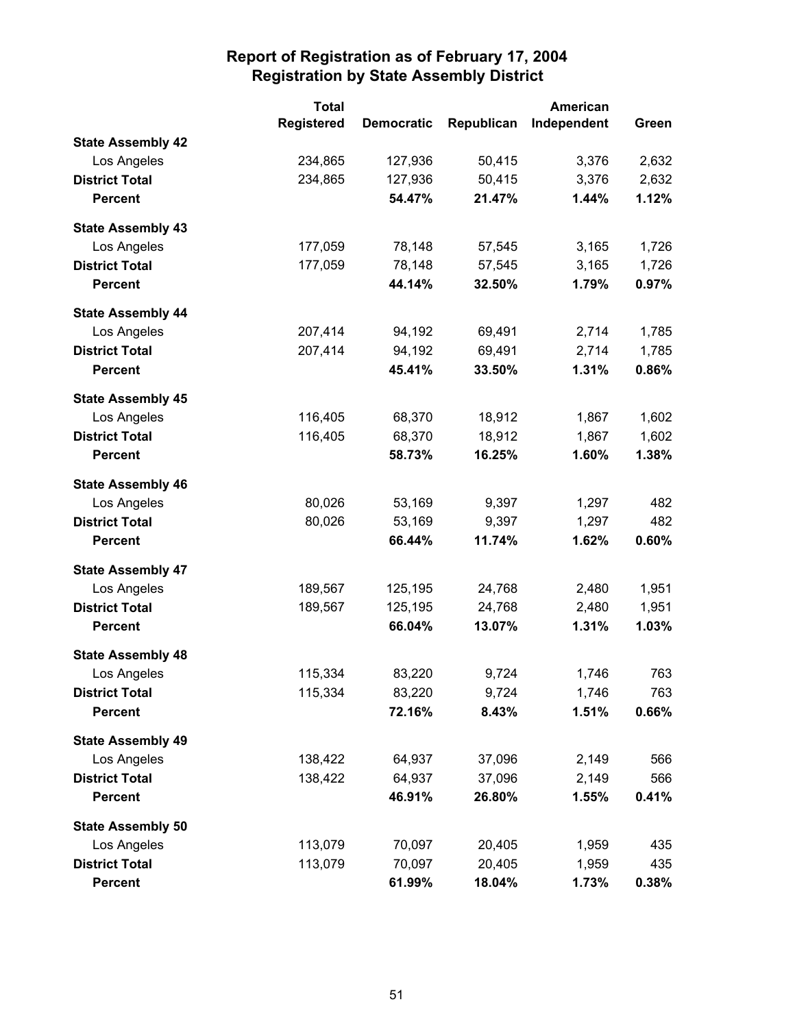# Report of Registration as of February 17, 2004
## Registration by State Assembly District

| | Total Registered | Democratic | Republican | American Independent | Green |
|---|---|---|---|---|---|
| **State Assembly 42** | | | | | |
| Los Angeles | 234,865 | 127,936 | 50,415 | 3,376 | 2,632 |
| **District Total** | 234,865 | 127,936 | 50,415 | 3,376 | 2,632 |
| **Percent** | | **54.47%** | **21.47%** | **1.44%** | **1.12%** |
| **State Assembly 43** | | | | | |
| Los Angeles | 177,059 | 78,148 | 57,545 | 3,165 | 1,726 |
| **District Total** | 177,059 | 78,148 | 57,545 | 3,165 | 1,726 |
| **Percent** | | **44.14%** | **32.50%** | **1.79%** | **0.97%** |
| **State Assembly 44** | | | | | |
| Los Angeles | 207,414 | 94,192 | 69,491 | 2,714 | 1,785 |
| **District Total** | 207,414 | 94,192 | 69,491 | 2,714 | 1,785 |
| **Percent** | | **45.41%** | **33.50%** | **1.31%** | **0.86%** |
| **State Assembly 45** | | | | | |
| Los Angeles | 116,405 | 68,370 | 18,912 | 1,867 | 1,602 |
| **District Total** | 116,405 | 68,370 | 18,912 | 1,867 | 1,602 |
| **Percent** | | **58.73%** | **16.25%** | **1.60%** | **1.38%** |
| **State Assembly 46** | | | | | |
| Los Angeles | 80,026 | 53,169 | 9,397 | 1,297 | 482 |
| **District Total** | 80,026 | 53,169 | 9,397 | 1,297 | 482 |
| **Percent** | | **66.44%** | **11.74%** | **1.62%** | **0.60%** |
| **State Assembly 47** | | | | | |
| Los Angeles | 189,567 | 125,195 | 24,768 | 2,480 | 1,951 |
| **District Total** | 189,567 | 125,195 | 24,768 | 2,480 | 1,951 |
| **Percent** | | **66.04%** | **13.07%** | **1.31%** | **1.03%** |
| **State Assembly 48** | | | | | |
| Los Angeles | 115,334 | 83,220 | 9,724 | 1,746 | 763 |
| **District Total** | 115,334 | 83,220 | 9,724 | 1,746 | 763 |
| **Percent** | | **72.16%** | **8.43%** | **1.51%** | **0.66%** |
| **State Assembly 49** | | | | | |
| Los Angeles | 138,422 | 64,937 | 37,096 | 2,149 | 566 |
| **District Total** | 138,422 | 64,937 | 37,096 | 2,149 | 566 |
| **Percent** | | **46.91%** | **26.80%** | **1.55%** | **0.41%** |
| **State Assembly 50** | | | | | |
| Los Angeles | 113,079 | 70,097 | 20,405 | 1,959 | 435 |
| **District Total** | 113,079 | 70,097 | 20,405 | 1,959 | 435 |
| **Percent** | | **61.99%** | **18.04%** | **1.73%** | **0.38%** |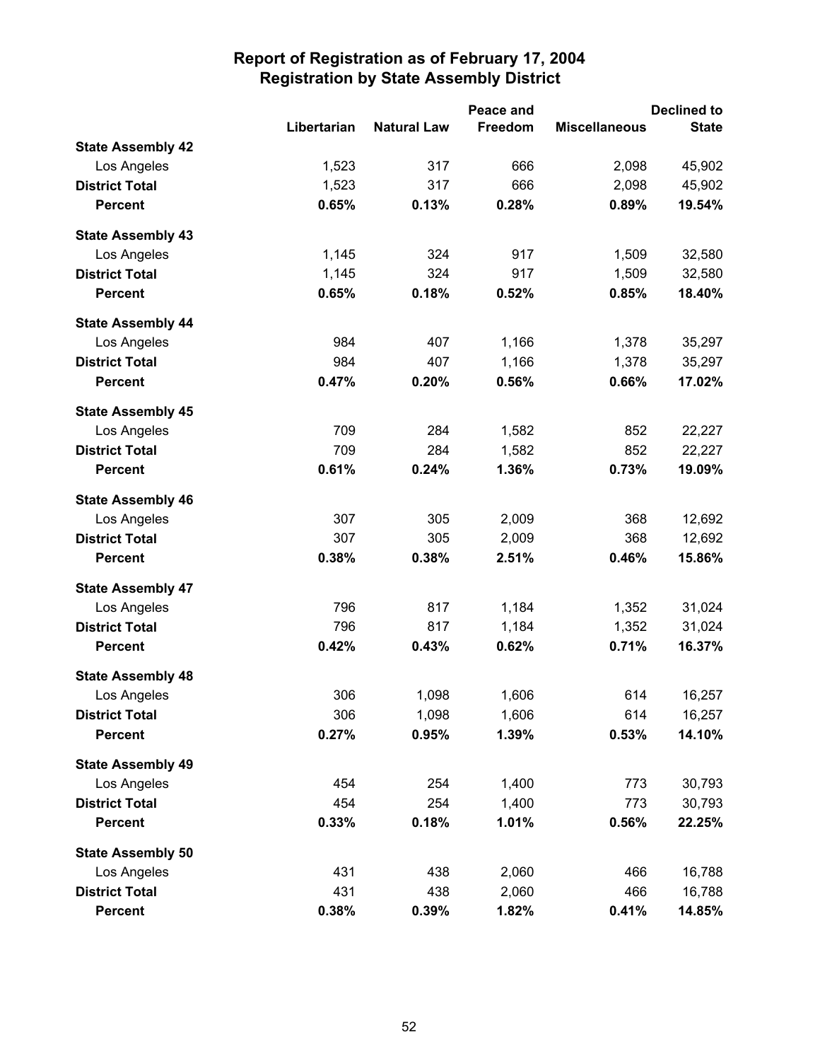# Report of Registration as of February 17, 2004
## Registration by State Assembly District

| | Libertarian | Natural Law | Peace and Freedom | Miscellaneous | Declined to State |
|---|---|---|---|---|---|
| **State Assembly 42** | | | | | |
| Los Angeles | 1,523 | 317 | 666 | 2,098 | 45,902 |
| **District Total** | 1,523 | 317 | 666 | 2,098 | 45,902 |
| **Percent** | **0.65%** | **0.13%** | **0.28%** | **0.89%** | **19.54%** |
| **State Assembly 43** | | | | | |
| Los Angeles | 1,145 | 324 | 917 | 1,509 | 32,580 |
| **District Total** | 1,145 | 324 | 917 | 1,509 | 32,580 |
| **Percent** | **0.65%** | **0.18%** | **0.52%** | **0.85%** | **18.40%** |
| **State Assembly 44** | | | | | |
| Los Angeles | 984 | 407 | 1,166 | 1,378 | 35,297 |
| **District Total** | 984 | 407 | 1,166 | 1,378 | 35,297 |
| **Percent** | **0.47%** | **0.20%** | **0.56%** | **0.66%** | **17.02%** |
| **State Assembly 45** | | | | | |
| Los Angeles | 709 | 284 | 1,582 | 852 | 22,227 |
| **District Total** | 709 | 284 | 1,582 | 852 | 22,227 |
| **Percent** | **0.61%** | **0.24%** | **1.36%** | **0.73%** | **19.09%** |
| **State Assembly 46** | | | | | |
| Los Angeles | 307 | 305 | 2,009 | 368 | 12,692 |
| **District Total** | 307 | 305 | 2,009 | 368 | 12,692 |
| **Percent** | **0.38%** | **0.38%** | **2.51%** | **0.46%** | **15.86%** |
| **State Assembly 47** | | | | | |
| Los Angeles | 796 | 817 | 1,184 | 1,352 | 31,024 |
| **District Total** | 796 | 817 | 1,184 | 1,352 | 31,024 |
| **Percent** | **0.42%** | **0.43%** | **0.62%** | **0.71%** | **16.37%** |
| **State Assembly 48** | | | | | |
| Los Angeles | 306 | 1,098 | 1,606 | 614 | 16,257 |
| **District Total** | 306 | 1,098 | 1,606 | 614 | 16,257 |
| **Percent** | **0.27%** | **0.95%** | **1.39%** | **0.53%** | **14.10%** |
| **State Assembly 49** | | | | | |
| Los Angeles | 454 | 254 | 1,400 | 773 | 30,793 |
| **District Total** | 454 | 254 | 1,400 | 773 | 30,793 |
| **Percent** | **0.33%** | **0.18%** | **1.01%** | **0.56%** | **22.25%** |
| **State Assembly 50** | | | | | |
| Los Angeles | 431 | 438 | 2,060 | 466 | 16,788 |
| **District Total** | 431 | 438 | 2,060 | 466 | 16,788 |
| **Percent** | **0.38%** | **0.39%** | **1.82%** | **0.41%** | **14.85%** |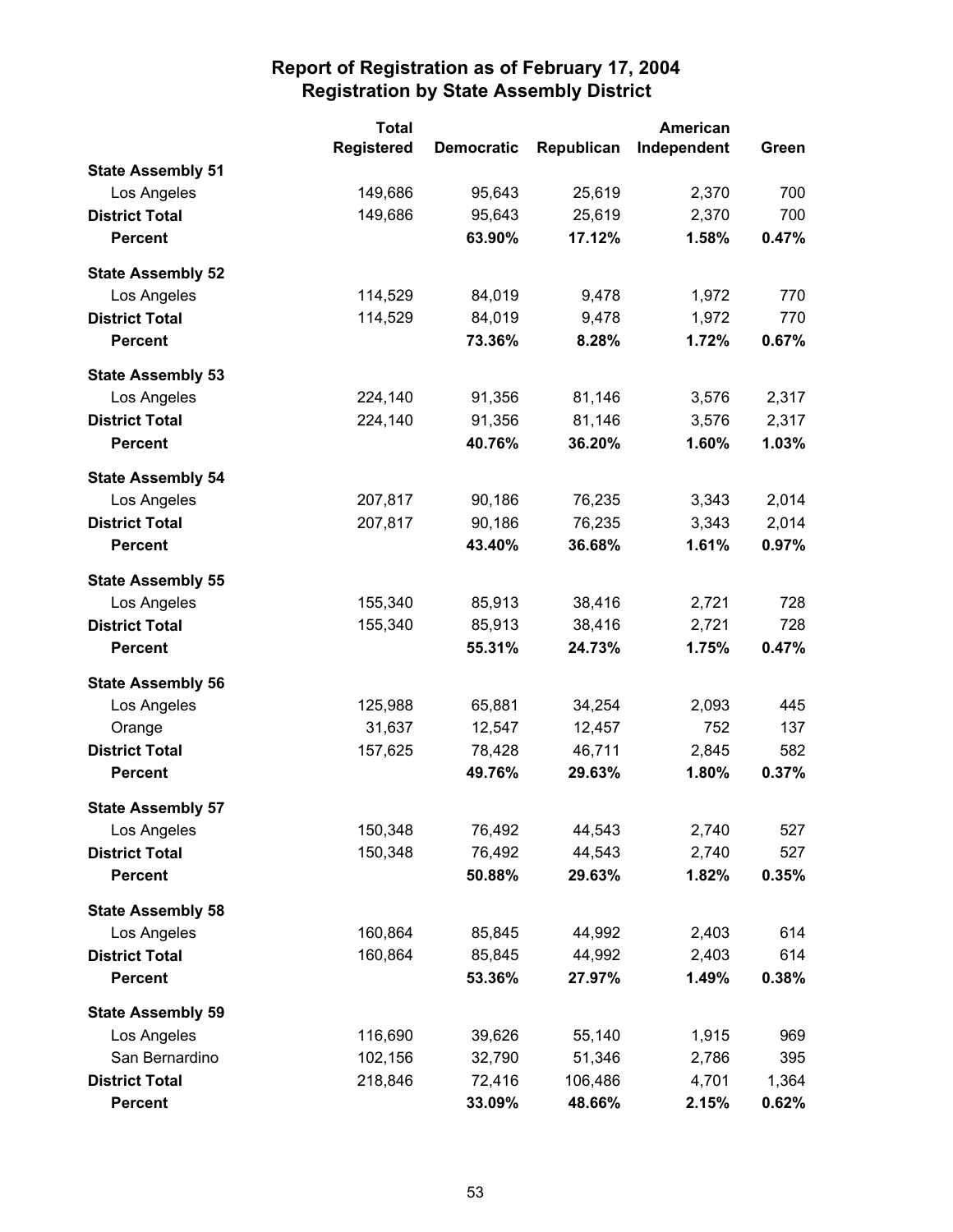# Report of Registration as of February 17, 2004
## Registration by State Assembly District

| | Total Registered | Democratic | Republican | American Independent | Green |
|---|---|---|---|---|---|
| **State Assembly 51** | | | | | |
| Los Angeles | 149,686 | 95,643 | 25,619 | 2,370 | 700 |
| **District Total** | 149,686 | 95,643 | 25,619 | 2,370 | 700 |
| **Percent** | | **63.90%** | **17.12%** | **1.58%** | **0.47%** |
| **State Assembly 52** | | | | | |
| Los Angeles | 114,529 | 84,019 | 9,478 | 1,972 | 770 |
| **District Total** | 114,529 | 84,019 | 9,478 | 1,972 | 770 |
| **Percent** | | **73.36%** | **8.28%** | **1.72%** | **0.67%** |
| **State Assembly 53** | | | | | |
| Los Angeles | 224,140 | 91,356 | 81,146 | 3,576 | 2,317 |
| **District Total** | 224,140 | 91,356 | 81,146 | 3,576 | 2,317 |
| **Percent** | | **40.76%** | **36.20%** | **1.60%** | **1.03%** |
| **State Assembly 54** | | | | | |
| Los Angeles | 207,817 | 90,186 | 76,235 | 3,343 | 2,014 |
| **District Total** | 207,817 | 90,186 | 76,235 | 3,343 | 2,014 |
| **Percent** | | **43.40%** | **36.68%** | **1.61%** | **0.97%** |
| **State Assembly 55** | | | | | |
| Los Angeles | 155,340 | 85,913 | 38,416 | 2,721 | 728 |
| **District Total** | 155,340 | 85,913 | 38,416 | 2,721 | 728 |
| **Percent** | | **55.31%** | **24.73%** | **1.75%** | **0.47%** |
| **State Assembly 56** | | | | | |
| Los Angeles | 125,988 | 65,881 | 34,254 | 2,093 | 445 |
| Orange | 31,637 | 12,547 | 12,457 | 752 | 137 |
| **District Total** | 157,625 | 78,428 | 46,711 | 2,845 | 582 |
| **Percent** | | **49.76%** | **29.63%** | **1.80%** | **0.37%** |
| **State Assembly 57** | | | | | |
| Los Angeles | 150,348 | 76,492 | 44,543 | 2,740 | 527 |
| **District Total** | 150,348 | 76,492 | 44,543 | 2,740 | 527 |
| **Percent** | | **50.88%** | **29.63%** | **1.82%** | **0.35%** |
| **State Assembly 58** | | | | | |
| Los Angeles | 160,864 | 85,845 | 44,992 | 2,403 | 614 |
| **District Total** | 160,864 | 85,845 | 44,992 | 2,403 | 614 |
| **Percent** | | **53.36%** | **27.97%** | **1.49%** | **0.38%** |
| **State Assembly 59** | | | | | |
| Los Angeles | 116,690 | 39,626 | 55,140 | 1,915 | 969 |
| San Bernardino | 102,156 | 32,790 | 51,346 | 2,786 | 395 |
| **District Total** | 218,846 | 72,416 | 106,486 | 4,701 | 1,364 |
| **Percent** | | **33.09%** | **48.66%** | **2.15%** | **0.62%** |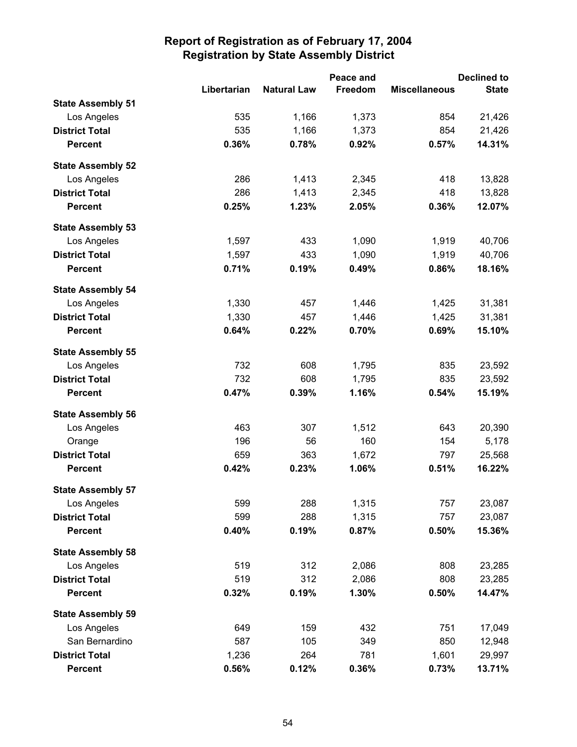# Report of Registration as of February 17, 2004
## Registration by State Assembly District

| | Libertarian | Natural Law | Peace and Freedom | Miscellaneous | Declined to State |
|---|---|---|---|---|---|
| **State Assembly 51** | | | | | |
| Los Angeles | 535 | 1,166 | 1,373 | 854 | 21,426 |
| **District Total** | 535 | 1,166 | 1,373 | 854 | 21,426 |
| **Percent** | **0.36%** | **0.78%** | **0.92%** | **0.57%** | **14.31%** |
| **State Assembly 52** | | | | | |
| Los Angeles | 286 | 1,413 | 2,345 | 418 | 13,828 |
| **District Total** | 286 | 1,413 | 2,345 | 418 | 13,828 |
| **Percent** | **0.25%** | **1.23%** | **2.05%** | **0.36%** | **12.07%** |
| **State Assembly 53** | | | | | |
| Los Angeles | 1,597 | 433 | 1,090 | 1,919 | 40,706 |
| **District Total** | 1,597 | 433 | 1,090 | 1,919 | 40,706 |
| **Percent** | **0.71%** | **0.19%** | **0.49%** | **0.86%** | **18.16%** |
| **State Assembly 54** | | | | | |
| Los Angeles | 1,330 | 457 | 1,446 | 1,425 | 31,381 |
| **District Total** | 1,330 | 457 | 1,446 | 1,425 | 31,381 |
| **Percent** | **0.64%** | **0.22%** | **0.70%** | **0.69%** | **15.10%** |
| **State Assembly 55** | | | | | |
| Los Angeles | 732 | 608 | 1,795 | 835 | 23,592 |
| **District Total** | 732 | 608 | 1,795 | 835 | 23,592 |
| **Percent** | **0.47%** | **0.39%** | **1.16%** | **0.54%** | **15.19%** |
| **State Assembly 56** | | | | | |
| Los Angeles | 463 | 307 | 1,512 | 643 | 20,390 |
| Orange | 196 | 56 | 160 | 154 | 5,178 |
| **District Total** | 659 | 363 | 1,672 | 797 | 25,568 |
| **Percent** | **0.42%** | **0.23%** | **1.06%** | **0.51%** | **16.22%** |
| **State Assembly 57** | | | | | |
| Los Angeles | 599 | 288 | 1,315 | 757 | 23,087 |
| **District Total** | 599 | 288 | 1,315 | 757 | 23,087 |
| **Percent** | **0.40%** | **0.19%** | **0.87%** | **0.50%** | **15.36%** |
| **State Assembly 58** | | | | | |
| Los Angeles | 519 | 312 | 2,086 | 808 | 23,285 |
| **District Total** | 519 | 312 | 2,086 | 808 | 23,285 |
| **Percent** | **0.32%** | **0.19%** | **1.30%** | **0.50%** | **14.47%** |
| **State Assembly 59** | | | | | |
| Los Angeles | 649 | 159 | 432 | 751 | 17,049 |
| San Bernardino | 587 | 105 | 349 | 850 | 12,948 |
| **District Total** | 1,236 | 264 | 781 | 1,601 | 29,997 |
| **Percent** | **0.56%** | **0.12%** | **0.36%** | **0.73%** | **13.71%** |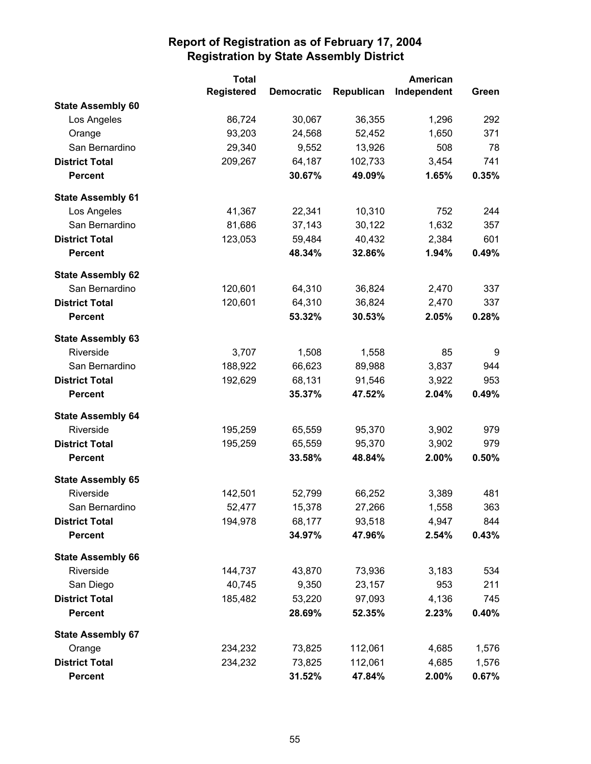# Report of Registration as of February 17, 2004
## Registration by State Assembly District

| | Total Registered | Democratic | Republican | American Independent | Green |
|---|---|---|---|---|---|
| **State Assembly 60** | | | | | |
| Los Angeles | 86,724 | 30,067 | 36,355 | 1,296 | 292 |
| Orange | 93,203 | 24,568 | 52,452 | 1,650 | 371 |
| San Bernardino | 29,340 | 9,552 | 13,926 | 508 | 78 |
| **District Total** | 209,267 | 64,187 | 102,733 | 3,454 | 741 |
| **Percent** | | **30.67%** | **49.09%** | **1.65%** | **0.35%** |
| **State Assembly 61** | | | | | |
| Los Angeles | 41,367 | 22,341 | 10,310 | 752 | 244 |
| San Bernardino | 81,686 | 37,143 | 30,122 | 1,632 | 357 |
| **District Total** | 123,053 | 59,484 | 40,432 | 2,384 | 601 |
| **Percent** | | **48.34%** | **32.86%** | **1.94%** | **0.49%** |
| **State Assembly 62** | | | | | |
| San Bernardino | 120,601 | 64,310 | 36,824 | 2,470 | 337 |
| **District Total** | 120,601 | 64,310 | 36,824 | 2,470 | 337 |
| **Percent** | | **53.32%** | **30.53%** | **2.05%** | **0.28%** |
| **State Assembly 63** | | | | | |
| Riverside | 3,707 | 1,508 | 1,558 | 85 | 9 |
| San Bernardino | 188,922 | 66,623 | 89,988 | 3,837 | 944 |
| **District Total** | 192,629 | 68,131 | 91,546 | 3,922 | 953 |
| **Percent** | | **35.37%** | **47.52%** | **2.04%** | **0.49%** |
| **State Assembly 64** | | | | | |
| Riverside | 195,259 | 65,559 | 95,370 | 3,902 | 979 |
| **District Total** | 195,259 | 65,559 | 95,370 | 3,902 | 979 |
| **Percent** | | **33.58%** | **48.84%** | **2.00%** | **0.50%** |
| **State Assembly 65** | | | | | |
| Riverside | 142,501 | 52,799 | 66,252 | 3,389 | 481 |
| San Bernardino | 52,477 | 15,378 | 27,266 | 1,558 | 363 |
| **District Total** | 194,978 | 68,177 | 93,518 | 4,947 | 844 |
| **Percent** | | **34.97%** | **47.96%** | **2.54%** | **0.43%** |
| **State Assembly 66** | | | | | |
| Riverside | 144,737 | 43,870 | 73,936 | 3,183 | 534 |
| San Diego | 40,745 | 9,350 | 23,157 | 953 | 211 |
| **District Total** | 185,482 | 53,220 | 97,093 | 4,136 | 745 |
| **Percent** | | **28.69%** | **52.35%** | **2.23%** | **0.40%** |
| **State Assembly 67** | | | | | |
| Orange | 234,232 | 73,825 | 112,061 | 4,685 | 1,576 |
| **District Total** | 234,232 | 73,825 | 112,061 | 4,685 | 1,576 |
| **Percent** | | **31.52%** | **47.84%** | **2.00%** | **0.67%** |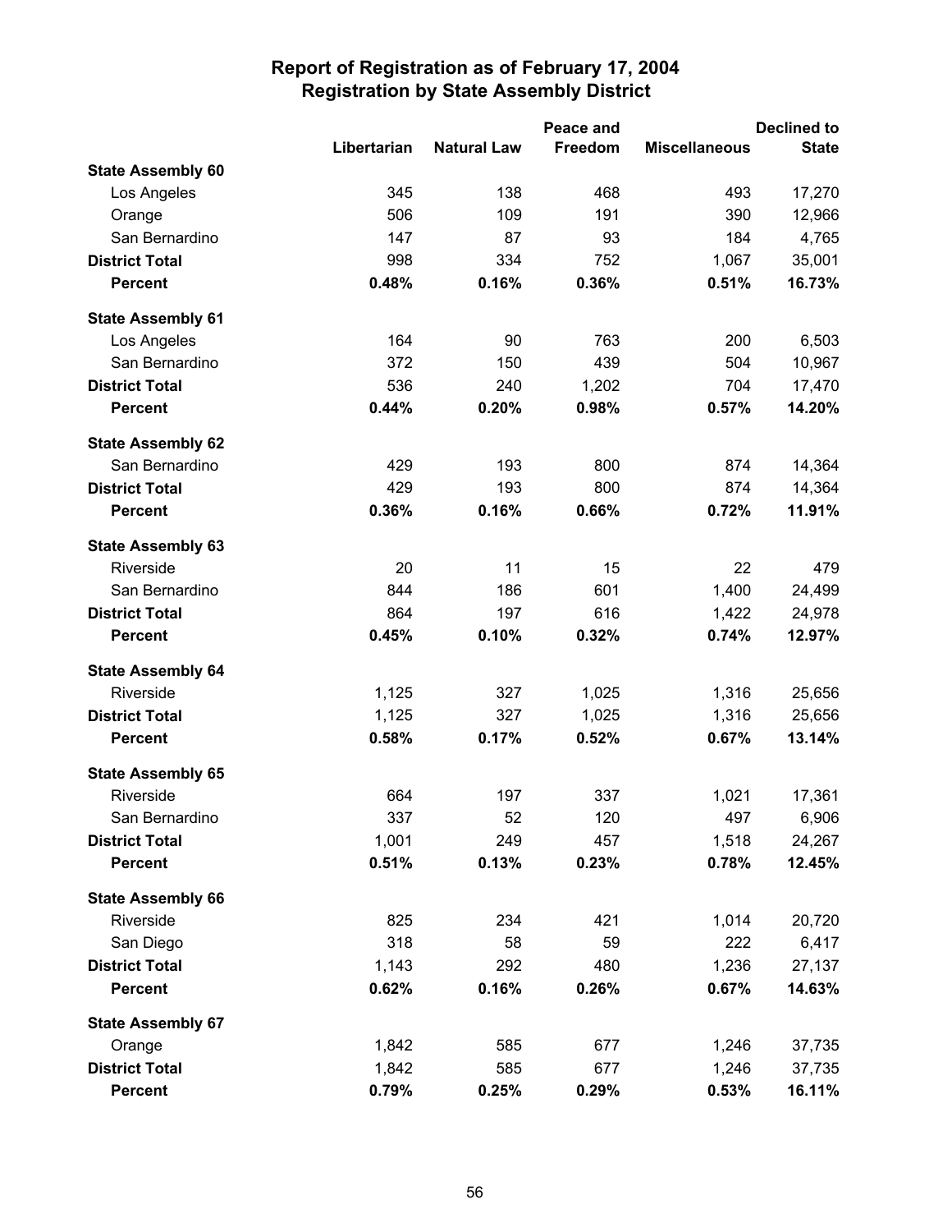# Report of Registration as of February 17, 2004
## Registration by State Assembly District

| | Libertarian | Natural Law | Peace and Freedom | Miscellaneous | Declined to State |
|---|---|---|---|---|---|
| **State Assembly 60** | | | | | |
| Los Angeles | 345 | 138 | 468 | 493 | 17,270 |
| Orange | 506 | 109 | 191 | 390 | 12,966 |
| San Bernardino | 147 | 87 | 93 | 184 | 4,765 |
| **District Total** | 998 | 334 | 752 | 1,067 | 35,001 |
| **Percent** | **0.48%** | **0.16%** | **0.36%** | **0.51%** | **16.73%** |
| **State Assembly 61** | | | | | |
| Los Angeles | 164 | 90 | 763 | 200 | 6,503 |
| San Bernardino | 372 | 150 | 439 | 504 | 10,967 |
| **District Total** | 536 | 240 | 1,202 | 704 | 17,470 |
| **Percent** | **0.44%** | **0.20%** | **0.98%** | **0.57%** | **14.20%** |
| **State Assembly 62** | | | | | |
| San Bernardino | 429 | 193 | 800 | 874 | 14,364 |
| **District Total** | 429 | 193 | 800 | 874 | 14,364 |
| **Percent** | **0.36%** | **0.16%** | **0.66%** | **0.72%** | **11.91%** |
| **State Assembly 63** | | | | | |
| Riverside | 20 | 11 | 15 | 22 | 479 |
| San Bernardino | 844 | 186 | 601 | 1,400 | 24,499 |
| **District Total** | 864 | 197 | 616 | 1,422 | 24,978 |
| **Percent** | **0.45%** | **0.10%** | **0.32%** | **0.74%** | **12.97%** |
| **State Assembly 64** | | | | | |
| Riverside | 1,125 | 327 | 1,025 | 1,316 | 25,656 |
| **District Total** | 1,125 | 327 | 1,025 | 1,316 | 25,656 |
| **Percent** | **0.58%** | **0.17%** | **0.52%** | **0.67%** | **13.14%** |
| **State Assembly 65** | | | | | |
| Riverside | 664 | 197 | 337 | 1,021 | 17,361 |
| San Bernardino | 337 | 52 | 120 | 497 | 6,906 |
| **District Total** | 1,001 | 249 | 457 | 1,518 | 24,267 |
| **Percent** | **0.51%** | **0.13%** | **0.23%** | **0.78%** | **12.45%** |
| **State Assembly 66** | | | | | |
| Riverside | 825 | 234 | 421 | 1,014 | 20,720 |
| San Diego | 318 | 58 | 59 | 222 | 6,417 |
| **District Total** | 1,143 | 292 | 480 | 1,236 | 27,137 |
| **Percent** | **0.62%** | **0.16%** | **0.26%** | **0.67%** | **14.63%** |
| **State Assembly 67** | | | | | |
| Orange | 1,842 | 585 | 677 | 1,246 | 37,735 |
| **District Total** | 1,842 | 585 | 677 | 1,246 | 37,735 |
| **Percent** | **0.79%** | **0.25%** | **0.29%** | **0.53%** | **16.11%** |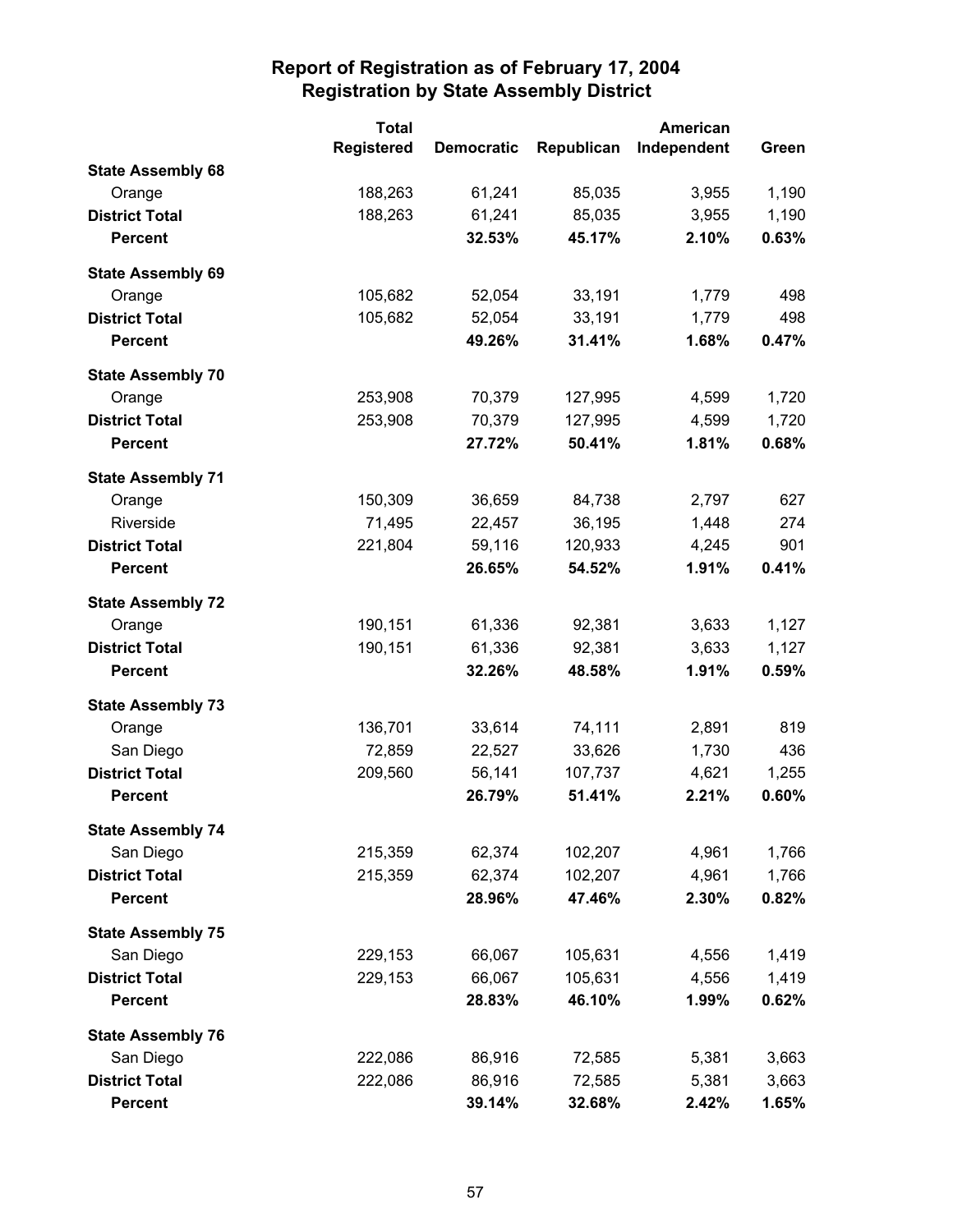# Report of Registration as of February 17, 2004
## Registration by State Assembly District

| | Total Registered | Democratic | Republican | American Independent | Green |
|---|---|---|---|---|---|
| **State Assembly 68** | | | | | |
| Orange | 188,263 | 61,241 | 85,035 | 3,955 | 1,190 |
| **District Total** | 188,263 | 61,241 | 85,035 | 3,955 | 1,190 |
| **Percent** | | **32.53%** | **45.17%** | **2.10%** | **0.63%** |
| **State Assembly 69** | | | | | |
| Orange | 105,682 | 52,054 | 33,191 | 1,779 | 498 |
| **District Total** | 105,682 | 52,054 | 33,191 | 1,779 | 498 |
| **Percent** | | **49.26%** | **31.41%** | **1.68%** | **0.47%** |
| **State Assembly 70** | | | | | |
| Orange | 253,908 | 70,379 | 127,995 | 4,599 | 1,720 |
| **District Total** | 253,908 | 70,379 | 127,995 | 4,599 | 1,720 |
| **Percent** | | **27.72%** | **50.41%** | **1.81%** | **0.68%** |
| **State Assembly 71** | | | | | |
| Orange | 150,309 | 36,659 | 84,738 | 2,797 | 627 |
| Riverside | 71,495 | 22,457 | 36,195 | 1,448 | 274 |
| **District Total** | 221,804 | 59,116 | 120,933 | 4,245 | 901 |
| **Percent** | | **26.65%** | **54.52%** | **1.91%** | **0.41%** |
| **State Assembly 72** | | | | | |
| Orange | 190,151 | 61,336 | 92,381 | 3,633 | 1,127 |
| **District Total** | 190,151 | 61,336 | 92,381 | 3,633 | 1,127 |
| **Percent** | | **32.26%** | **48.58%** | **1.91%** | **0.59%** |
| **State Assembly 73** | | | | | |
| Orange | 136,701 | 33,614 | 74,111 | 2,891 | 819 |
| San Diego | 72,859 | 22,527 | 33,626 | 1,730 | 436 |
| **District Total** | 209,560 | 56,141 | 107,737 | 4,621 | 1,255 |
| **Percent** | | **26.79%** | **51.41%** | **2.21%** | **0.60%** |
| **State Assembly 74** | | | | | |
| San Diego | 215,359 | 62,374 | 102,207 | 4,961 | 1,766 |
| **District Total** | 215,359 | 62,374 | 102,207 | 4,961 | 1,766 |
| **Percent** | | **28.96%** | **47.46%** | **2.30%** | **0.82%** |
| **State Assembly 75** | | | | | |
| San Diego | 229,153 | 66,067 | 105,631 | 4,556 | 1,419 |
| **District Total** | 229,153 | 66,067 | 105,631 | 4,556 | 1,419 |
| **Percent** | | **28.83%** | **46.10%** | **1.99%** | **0.62%** |
| **State Assembly 76** | | | | | |
| San Diego | 222,086 | 86,916 | 72,585 | 5,381 | 3,663 |
| **District Total** | 222,086 | 86,916 | 72,585 | 5,381 | 3,663 |
| **Percent** | | **39.14%** | **32.68%** | **2.42%** | **1.65%** |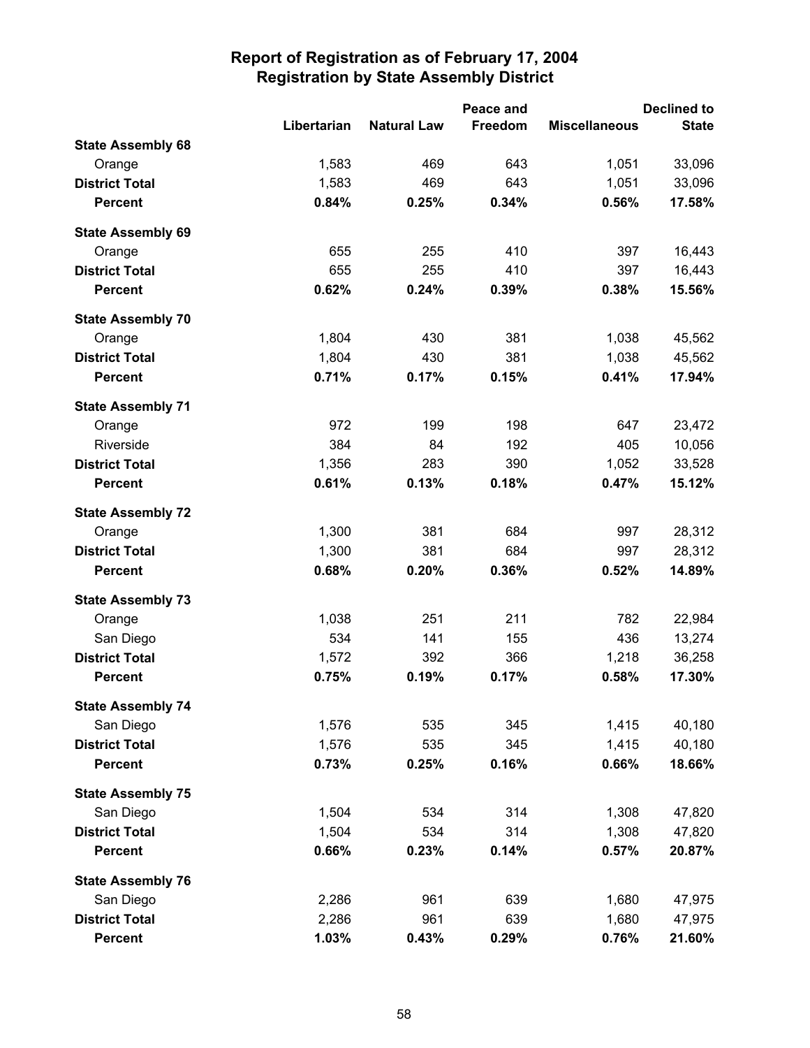# Report of Registration as of February 17, 2004
## Registration by State Assembly District

| | Libertarian | Natural Law | Peace and Freedom | Miscellaneous | Declined to State |
|---|---|---|---|---|---|
| **State Assembly 68** | | | | | |
| Orange | 1,583 | 469 | 643 | 1,051 | 33,096 |
| **District Total** | 1,583 | 469 | 643 | 1,051 | 33,096 |
| **Percent** | **0.84%** | **0.25%** | **0.34%** | **0.56%** | **17.58%** |
| **State Assembly 69** | | | | | |
| Orange | 655 | 255 | 410 | 397 | 16,443 |
| **District Total** | 655 | 255 | 410 | 397 | 16,443 |
| **Percent** | **0.62%** | **0.24%** | **0.39%** | **0.38%** | **15.56%** |
| **State Assembly 70** | | | | | |
| Orange | 1,804 | 430 | 381 | 1,038 | 45,562 |
| **District Total** | 1,804 | 430 | 381 | 1,038 | 45,562 |
| **Percent** | **0.71%** | **0.17%** | **0.15%** | **0.41%** | **17.94%** |
| **State Assembly 71** | | | | | |
| Orange | 972 | 199 | 198 | 647 | 23,472 |
| Riverside | 384 | 84 | 192 | 405 | 10,056 |
| **District Total** | 1,356 | 283 | 390 | 1,052 | 33,528 |
| **Percent** | **0.61%** | **0.13%** | **0.18%** | **0.47%** | **15.12%** |
| **State Assembly 72** | | | | | |
| Orange | 1,300 | 381 | 684 | 997 | 28,312 |
| **District Total** | 1,300 | 381 | 684 | 997 | 28,312 |
| **Percent** | **0.68%** | **0.20%** | **0.36%** | **0.52%** | **14.89%** |
| **State Assembly 73** | | | | | |
| Orange | 1,038 | 251 | 211 | 782 | 22,984 |
| San Diego | 534 | 141 | 155 | 436 | 13,274 |
| **District Total** | 1,572 | 392 | 366 | 1,218 | 36,258 |
| **Percent** | **0.75%** | **0.19%** | **0.17%** | **0.58%** | **17.30%** |
| **State Assembly 74** | | | | | |
| San Diego | 1,576 | 535 | 345 | 1,415 | 40,180 |
| **District Total** | 1,576 | 535 | 345 | 1,415 | 40,180 |
| **Percent** | **0.73%** | **0.25%** | **0.16%** | **0.66%** | **18.66%** |
| **State Assembly 75** | | | | | |
| San Diego | 1,504 | 534 | 314 | 1,308 | 47,820 |
| **District Total** | 1,504 | 534 | 314 | 1,308 | 47,820 |
| **Percent** | **0.66%** | **0.23%** | **0.14%** | **0.57%** | **20.87%** |
| **State Assembly 76** | | | | | |
| San Diego | 2,286 | 961 | 639 | 1,680 | 47,975 |
| **District Total** | 2,286 | 961 | 639 | 1,680 | 47,975 |
| **Percent** | **1.03%** | **0.43%** | **0.29%** | **0.76%** | **21.60%** |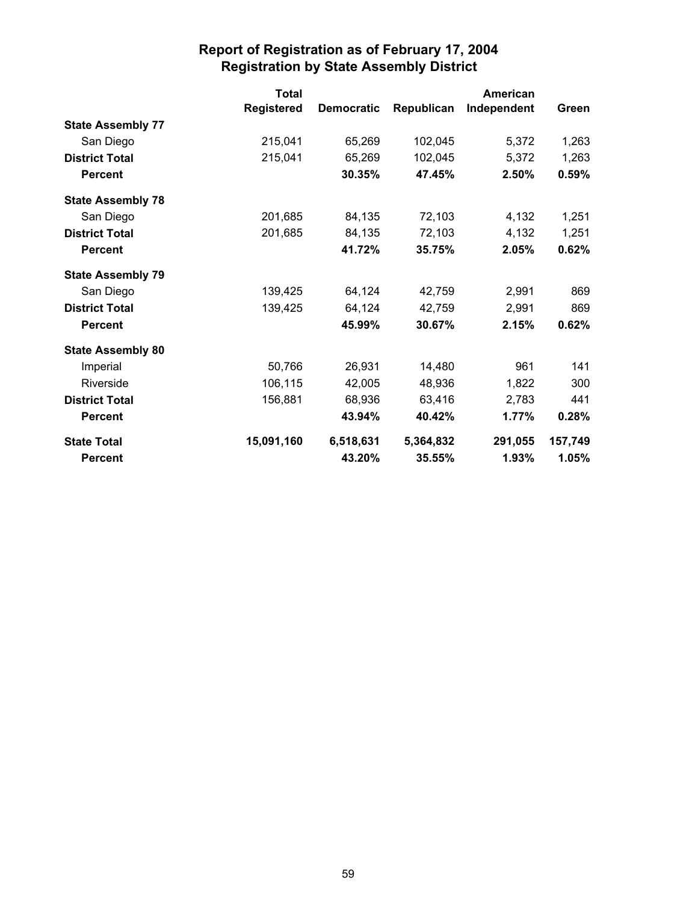# Report of Registration as of February 17, 2004
## Registration by State Assembly District

| | Total Registered | Democratic | Republican | American Independent | Green |
|---|---|---|---|---|---|
| **State Assembly 77** | | | | | |
| San Diego | 215,041 | 65,269 | 102,045 | 5,372 | 1,263 |
| **District Total** | 215,041 | 65,269 | 102,045 | 5,372 | 1,263 |
| **Percent** | | **30.35%** | **47.45%** | **2.50%** | **0.59%** |
| **State Assembly 78** | | | | | |
| San Diego | 201,685 | 84,135 | 72,103 | 4,132 | 1,251 |
| **District Total** | 201,685 | 84,135 | 72,103 | 4,132 | 1,251 |
| **Percent** | | **41.72%** | **35.75%** | **2.05%** | **0.62%** |
| **State Assembly 79** | | | | | |
| San Diego | 139,425 | 64,124 | 42,759 | 2,991 | 869 |
| **District Total** | 139,425 | 64,124 | 42,759 | 2,991 | 869 |
| **Percent** | | **45.99%** | **30.67%** | **2.15%** | **0.62%** |
| **State Assembly 80** | | | | | |
| Imperial | 50,766 | 26,931 | 14,480 | 961 | 141 |
| Riverside | 106,115 | 42,005 | 48,936 | 1,822 | 300 |
| **District Total** | 156,881 | 68,936 | 63,416 | 2,783 | 441 |
| **Percent** | | **43.94%** | **40.42%** | **1.77%** | **0.28%** |
| **State Total** | **15,091,160** | **6,518,631** | **5,364,832** | **291,055** | **157,749** |
| **Percent** | | **43.20%** | **35.55%** | **1.93%** | **1.05%** |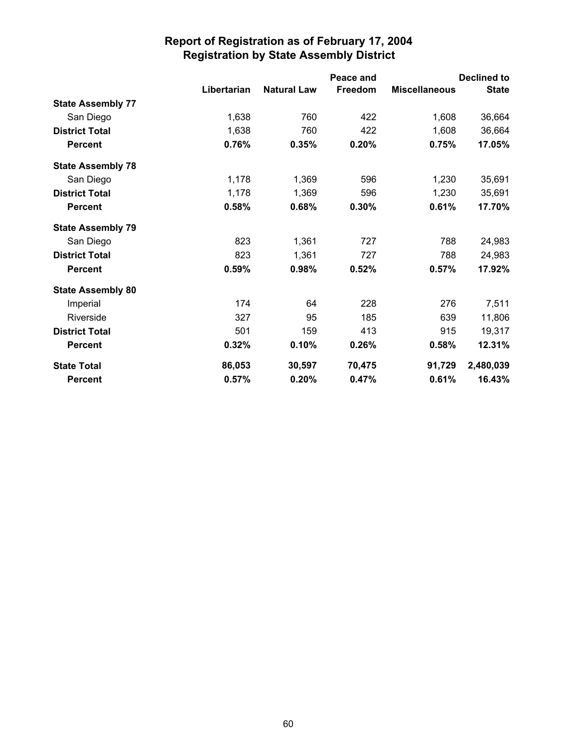# Report of Registration as of February 17, 2004
## Registration by State Assembly District

| | Libertarian | Natural Law | Peace and Freedom | Miscellaneous | Declined to State |
|---|---|---|---|---|---|
| **State Assembly 77** | | | | | |
| San Diego | 1,638 | 760 | 422 | 1,608 | 36,664 |
| **District Total** | 1,638 | 760 | 422 | 1,608 | 36,664 |
| **Percent** | **0.76%** | **0.35%** | **0.20%** | **0.75%** | **17.05%** |
| **State Assembly 78** | | | | | |
| San Diego | 1,178 | 1,369 | 596 | 1,230 | 35,691 |
| **District Total** | 1,178 | 1,369 | 596 | 1,230 | 35,691 |
| **Percent** | **0.58%** | **0.68%** | **0.30%** | **0.61%** | **17.70%** |
| **State Assembly 79** | | | | | |
| San Diego | 823 | 1,361 | 727 | 788 | 24,983 |
| **District Total** | 823 | 1,361 | 727 | 788 | 24,983 |
| **Percent** | **0.59%** | **0.98%** | **0.52%** | **0.57%** | **17.92%** |
| **State Assembly 80** | | | | | |
| Imperial | 174 | 64 | 228 | 276 | 7,511 |
| Riverside | 327 | 95 | 185 | 639 | 11,806 |
| **District Total** | 501 | 159 | 413 | 915 | 19,317 |
| **Percent** | **0.32%** | **0.10%** | **0.26%** | **0.58%** | **12.31%** |
| **State Total** | **86,053** | **30,597** | **70,475** | **91,729** | **2,480,039** |
| **Percent** | **0.57%** | **0.20%** | **0.47%** | **0.61%** | **16.43%** |